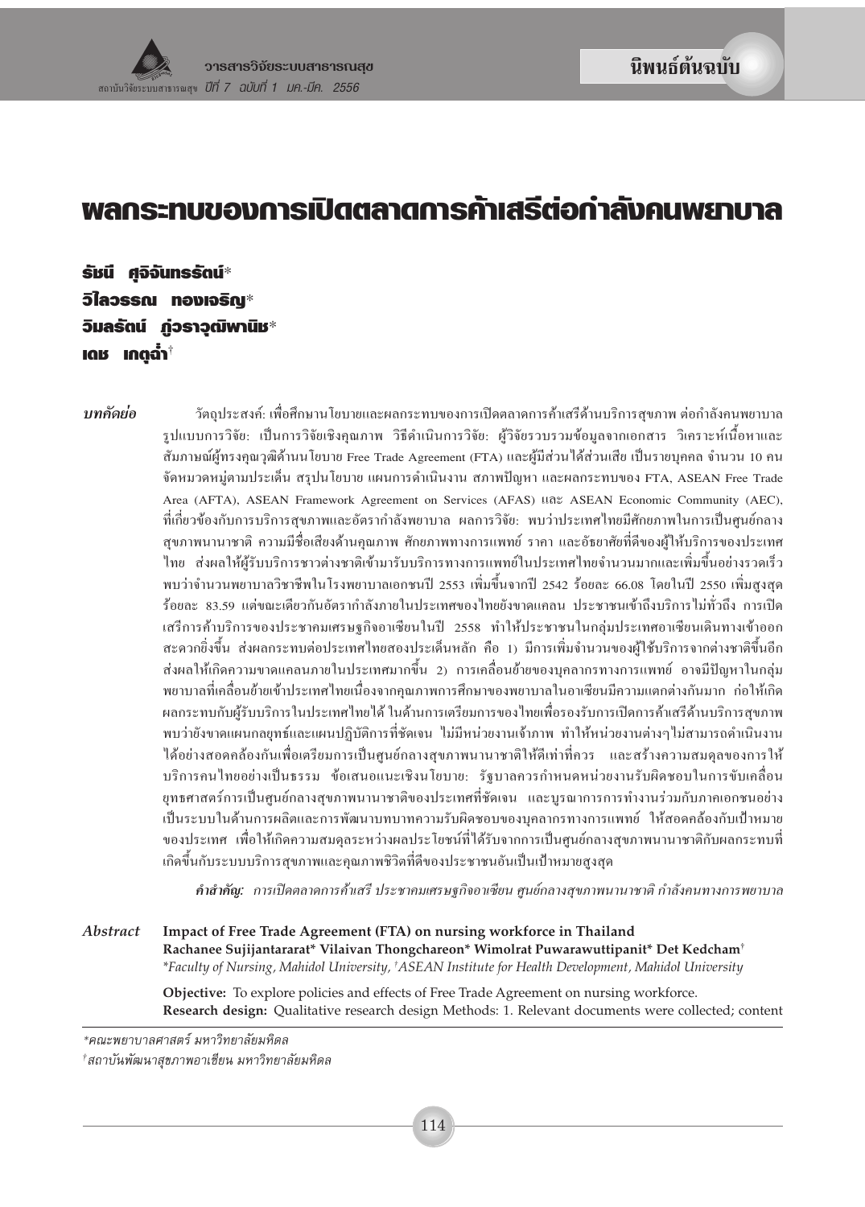นิพนธ์ต้นฉบับ

# ผลกระทบของการเปิดตลาดการค้าเสรีต่อกำลังคนพยาบาล

**รัชนี ศุจิจันทรรัตน์***
**วิไลวรรณ ทองเจริญ***
**วิมลรัตน์ ภู่วราวุฒิพานิช***
**เดช เกตุฉ่ำ**[†]

***บทคัดย่อ*** วัตถุประสงค์: เพื่อศึกษานโยบายและผลกระทบของการเปิดตลาดการค้าเสรีด้านบริการสุขภาพ ต่อกำลังคนพยาบาล รูปแบบการวิจัย: เป็นการวิจัยเชิงคุณภาพ วิธีดำเนินการวิจัย: ผู้วิจัยรวบรวมข้อมูลจากเอกสาร วิเคราะห์เนื้อหาและสัมภาษณ์ผู้ทรงคุณวุฒิด้านนโยบาย Free Trade Agreement (FTA) และผู้มีส่วนได้ส่วนเสีย เป็นรายบุคคล จำนวน 10 คน จัดหมวดหมู่ตามประเด็น สรุปนโยบาย แผนการดำเนินงาน สภาพปัญหา และผลกระทบของ FTA, ASEAN Free Trade Area (AFTA), ASEAN Framework Agreement on Services (AFAS) และ ASEAN Economic Community (AEC), ที่เกี่ยวข้องกับการบริการสุขภาพและอัตรากำลังพยาบาล ผลการวิจัย: พบว่าประเทศไทยมีศักยภาพในการเป็นศูนย์กลางสุขภาพนานาชาติ ความมีชื่อเสียงด้านคุณภาพ ศักยภาพทางการแพทย์ ราคา และอัธยาศัยที่ดีของผู้ให้บริการของประเทศไทย ส่งผลให้ผู้รับบริการชาวต่างชาติเข้ามารับบริการทางการแพทย์ในประเทศไทยจำนวนมากและเพิ่มขึ้นอย่างรวดเร็ว พบว่าจำนวนพยาบาลวิชาชีพในโรงพยาบาลเอกชนปี 2553 เพิ่มขึ้นจากปี 2542 ร้อยละ 66.08 โดยในปี 2550 เพิ่มสูงสุดร้อยละ 83.59 แต่ขณะเดียวกันอัตรากำลังภายในประเทศของไทยยังขาดแคลน ประชาชนเข้าถึงบริการไม่ทั่วถึง การเปิดเสรีการค้าบริการของประชาคมเศรษฐกิจอาเซียนในปี 2558 ทำให้ประชาชนในกลุ่มประเทศอาเซียนเดินทางเข้าออกสะดวกยิ่งขึ้น ส่งผลกระทบต่อประเทศไทยสองประเด็นหลัก คือ 1) มีการเพิ่มจำนวนของผู้ใช้บริการจากต่างชาติขึ้นอีก ส่งผลให้เกิดความขาดแคลนภายในประเทศมากขึ้น 2) การเคลื่อนย้ายของบุคลากรทางการแพทย์ อาจมีปัญหาในกลุ่มพยาบาลที่เคลื่อนย้ายเข้าประเทศไทยเนื่องจากคุณภาพการศึกษาของพยาบาลในอาเซียนมีความแตกต่างกันมาก ก่อให้เกิดผลกระทบกับผู้รับบริการในประเทศไทยได้ ในด้านการเตรียมการของไทยเพื่อรองรับการเปิดการค้าเสรีด้านบริการสุขภาพ พบว่ายังขาดแผนกลยุทธ์และแผนปฏิบัติการที่ชัดเจน ไม่มีหน่วยงานเจ้าภาพ ทำให้หน่วยงานต่างๆไม่สามารถดำเนินงานได้อย่างสอดคล้องกันเพื่อเตรียมการเป็นศูนย์กลางสุขภาพนานาชาติให้ดีเท่าที่ควร และสร้างความสมดุลของการให้บริการคนไทยอย่างเป็นธรรม ข้อเสนอแนะเชิงนโยบาย: รัฐบาลควรกำหนดหน่วยงานรับผิดชอบในการขับเคลื่อนยุทธศาสตร์การเป็นศูนย์กลางสุขภาพนานาชาติของประเทศที่ชัดเจน และบูรณาการการทำงานร่วมกับภาคเอกชนอย่างเป็นระบบในด้านการผลิตและการพัฒนาบทบาทความรับผิดชอบของบุคลากรทางการแพทย์ ให้สอดคล้องกับเป้าหมายของประเทศ เพื่อให้เกิดความสมดุลระหว่างผลประโยชน์ที่ได้รับจากการเป็นศูนย์กลางสุขภาพนานาชาติกับผลกระทบที่เกิดขึ้นกับระบบบริการสุขภาพและคุณภาพชีวิตที่ดีของประชาชนอันเป็นเป้าหมายสูงสุด

***คำสำคัญ:*** *การเปิดตลาดการค้าเสรี ประชาคมเศรษฐกิจอาเซียน ศูนย์กลางสุขภาพนานาชาติ กำลังคนทางการพยาบาล*

***Abstract*** **Impact of Free Trade Agreement (FTA) on nursing workforce in Thailand**
**Rachanee Sujijantararat* Vilaivan Thongchareon* Wimolrat Puwarawuttipanit* Det Kedcham**[†]
**Faculty of Nursing, Mahidol University, [†]ASEAN Institute for Health Development, Mahidol University*

**Objective:** To explore policies and effects of Free Trade Agreement on nursing workforce.
**Research design:** Qualitative research design Methods: 1. Relevant documents were collected; content

---

*คณะพยาบาลศาสตร์ มหาวิทยาลัยมหิดล
[†]สถาบันพัฒนาสุขภาพอาเซียน มหาวิทยาลัยมหิดล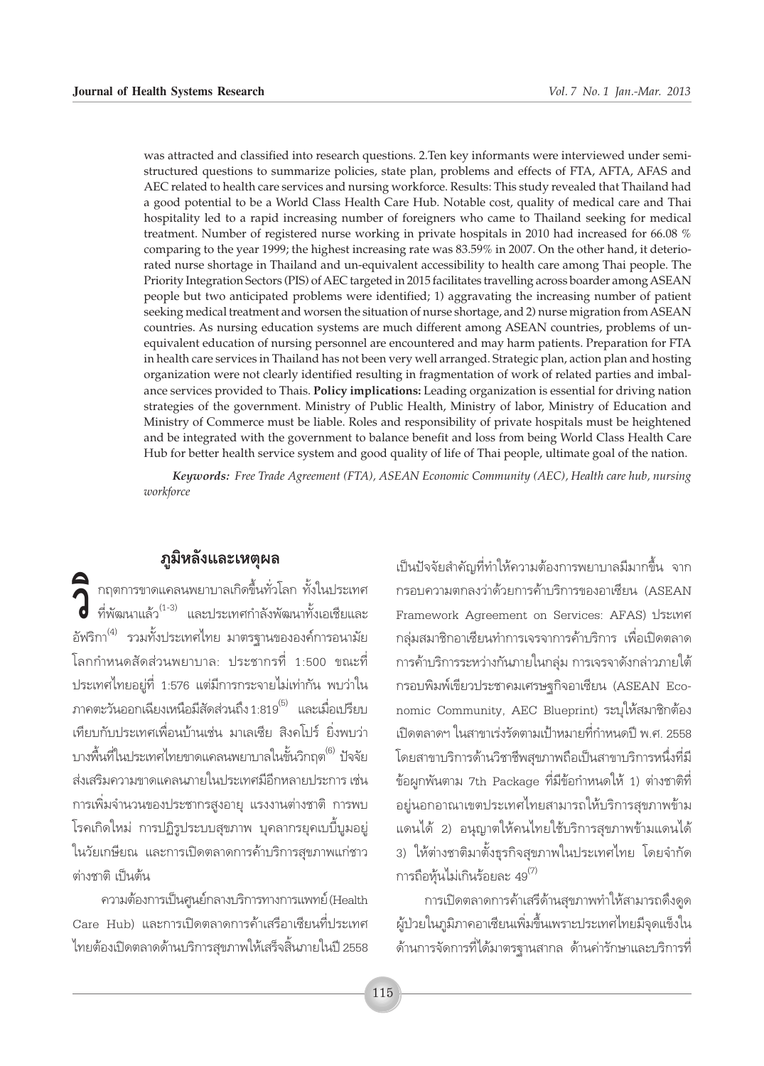was attracted and classified into research questions. 2.Ten key informants were interviewed under semi-structured questions to summarize policies, state plan, problems and effects of FTA, AFTA, AFAS and AEC related to health care services and nursing workforce. Results: This study revealed that Thailand had a good potential to be a World Class Health Care Hub. Notable cost, quality of medical care and Thai hospitality led to a rapid increasing number of foreigners who came to Thailand seeking for medical treatment. Number of registered nurse working in private hospitals in 2010 had increased for 66.08 % comparing to the year 1999; the highest increasing rate was 83.59% in 2007. On the other hand, it deteriorated nurse shortage in Thailand and un-equivalent accessibility to health care among Thai people. The Priority Integration Sectors (PIS) of AEC targeted in 2015 facilitates travelling across boarder among ASEAN people but two anticipated problems were identified; 1) aggravating the increasing number of patient seeking medical treatment and worsen the situation of nurse shortage, and 2) nurse migration from ASEAN countries. As nursing education systems are much different among ASEAN countries, problems of un-equivalent education of nursing personnel are encountered and may harm patients. Preparation for FTA in health care services in Thailand has not been very well arranged. Strategic plan, action plan and hosting organization were not clearly identified resulting in fragmentation of work of related parties and imbalance services provided to Thais. **Policy implications:** Leading organization is essential for driving nation strategies of the government. Ministry of Public Health, Ministry of labor, Ministry of Education and Ministry of Commerce must be liable. Roles and responsibility of private hospitals must be heightened and be integrated with the government to balance benefit and loss from being World Class Health Care Hub for better health service system and good quality of life of Thai people, ultimate goal of the nation.

***Keywords:*** *Free Trade Agreement (FTA), ASEAN Economic Community (AEC), Health care hub, nursing workforce*

## ภูมิหลังและเหตุผล

วิกฤตการขาดแคลนพยาบาลเกิดขึ้นทั่วโลก ทั้งในประเทศที่พัฒนาแล้ว[1-3] และประเทศกำลังพัฒนาทั้งเอเชียและอัฟริกา[4] รวมทั้งประเทศไทย มาตรฐานขององค์การอนามัยโลกกำหนดสัดส่วนพยาบาล: ประชากรที่ 1:500 ขณะที่ประเทศไทยอยู่ที่ 1:576 แต่มีการกระจายไม่เท่ากัน พบว่าในภาคตะวันออกเฉียงเหนือมีสัดส่วนถึง 1:819[5] และเมื่อเปรียบเทียบกับประเทศเพื่อนบ้านเช่น มาเลเซีย สิงคโปร์ ยิ่งพบว่าบางพื้นที่ในประเทศไทยขาดแคลนพยาบาลในขั้นวิกฤต[6] ปัจจัยส่งเสริมความขาดแคลนภายในประเทศมีอีกหลายประการ เช่น การเพิ่มจำนวนของประชากรสูงอายุ แรงงานต่างชาติ การพบโรคเกิดใหม่ การปฏิรูประบบสุขภาพ บุคลากรยุคเบบี้บูมอยู่ในวัยเกษียณ และการเปิดตลาดการค้าบริการสุขภาพแก่ชาวต่างชาติ เป็นต้น

ความต้องการเป็นศูนย์กลางบริการทางการแพทย์ (Health Care Hub) และการเปิดตลาดการค้าเสรีอาเซียนที่ประเทศไทยต้องเปิดตลาดด้านบริการสุขภาพให้เสร็จสิ้นภายในปี 2558 เป็นปัจจัยสำคัญที่ทำให้ความต้องการพยาบาลมีมากขึ้น จากกรอบความตกลงว่าด้วยการค้าบริการของอาเซียน (ASEAN Framework Agreement on Services: AFAS) ประเทศกลุ่มสมาชิกอาเซียนทำการเจรจาการค้าบริการ เพื่อเปิดตลาดการค้าบริการระหว่างกันภายในกลุ่ม การเจรจาดังกล่าวภายใต้กรอบพิมพ์เขียวประชาคมเศรษฐกิจอาเซียน (ASEAN Economic Community, AEC Blueprint) ระบุให้สมาชิกต้องเปิดตลาดฯ ในสาขาเร่งรัดตามเป้าหมายที่กำหนดปี พ.ศ. 2558 โดยสาขาบริการด้านวิชาชีพสุขภาพถือเป็นสาขาบริการหนึ่งที่มีข้อผูกพันตาม 7th Package ที่มีข้อกำหนดให้ 1) ต่างชาติที่อยู่นอกอาณาเขตประเทศไทยสามารถให้บริการสุขภาพข้ามแดนได้ 2) อนุญาตให้คนไทยใช้บริการสุขภาพข้ามแดนได้ 3) ให้ต่างชาติมาตั้งธุรกิจสุขภาพในประเทศไทย โดยจำกัดการถือหุ้นไม่เกินร้อยละ 49[7]

การเปิดตลาดการค้าเสรีด้านสุขภาพทำให้สามารถดึงดูดผู้ป่วยในภูมิภาคอาเซียนเพิ่มขึ้นเพราะประเทศไทยมีจุดแข็งในด้านการจัดการที่ได้มาตรฐานสากล ด้านค่ารักษาและบริการที่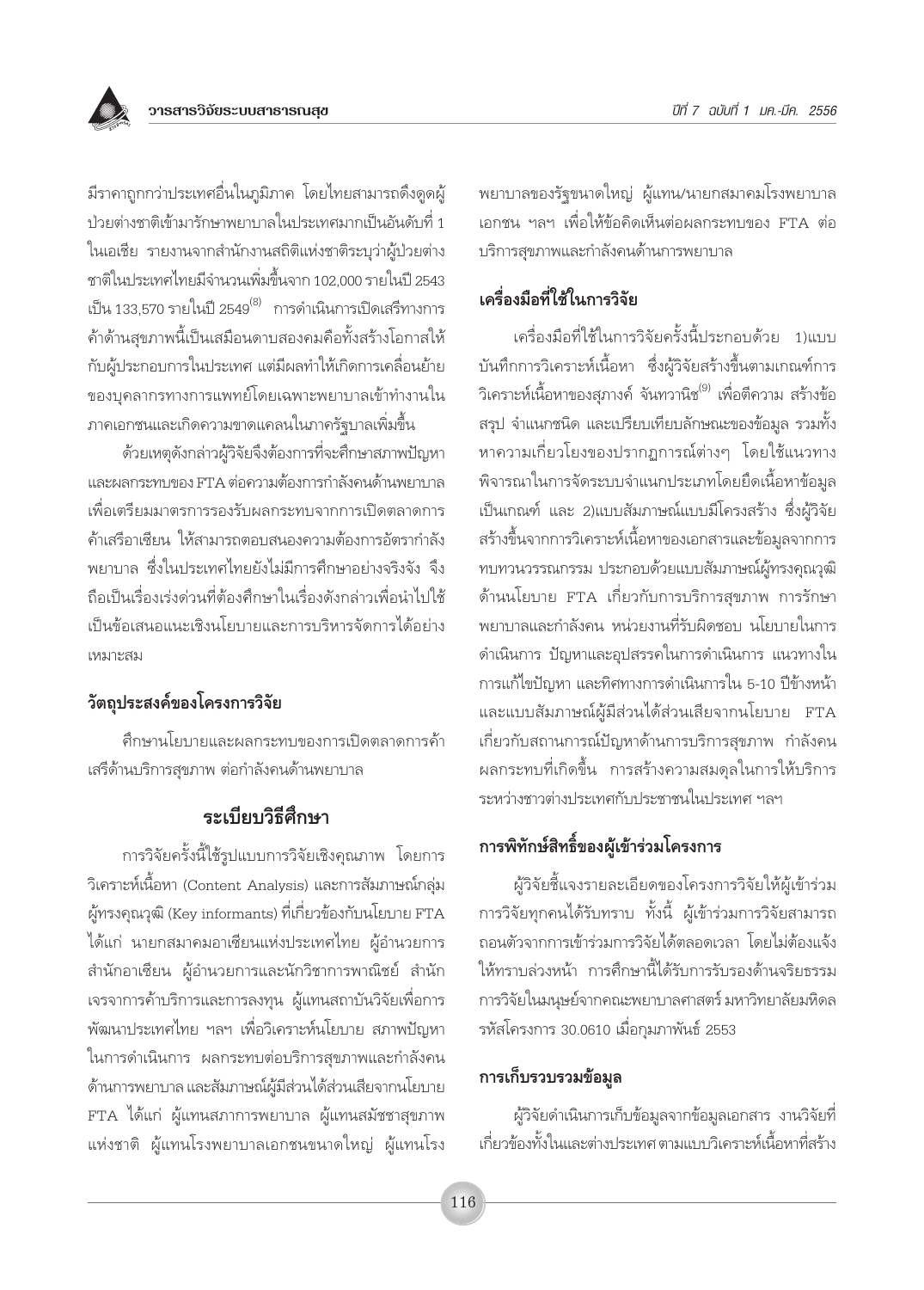มีราคาถูกกว่าประเทศอื่นในภูมิภาค โดยไทยสามารถดึงดูดผู้ป่วยต่างชาติเข้ามารักษาพยาบาลในประเทศมากเป็นอันดับที่ 1 ในเอเชีย รายงานจากสำนักงานสถิติแห่งชาติระบุว่าผู้ป่วยต่างชาติในประเทศไทยมีจำนวนเพิ่มขึ้นจาก 102,000 รายในปี 2543 เป็น 133,570 รายในปี 2549[8] การดำเนินการเปิดเสรีทางการค้าด้านสุขภาพนี้เป็นเสมือนดาบสองคมคือทั้งสร้างโอกาสให้กับผู้ประกอบการในประเทศ แต่มีผลทำให้เกิดการเคลื่อนย้ายของบุคลากรทางการแพทย์โดยเฉพาะพยาบาลเข้าทำงานในภาคเอกชนและเกิดความขาดแคลนในภาครัฐบาลเพิ่มขึ้น

ด้วยเหตุดังกล่าวผู้วิจัยจึงต้องการที่จะศึกษาสภาพปัญหาและผลกระทบของ FTA ต่อความต้องการกำลังคนด้านพยาบาล เพื่อเตรียมมาตรการรองรับผลกระทบจากการเปิดตลาดการค้าเสรีอาเซียน ให้สามารถตอบสนองความต้องการอัตรากำลังพยาบาล ซึ่งในประเทศไทยยังไม่มีการศึกษาอย่างจริงจัง จึงถือเป็นเรื่องเร่งด่วนที่ต้องศึกษาในเรื่องดังกล่าวเพื่อนำไปใช้เป็นข้อเสนอแนะเชิงนโยบายและการบริหารจัดการได้อย่างเหมาะสม

## วัตถุประสงค์ของโครงการวิจัย

ศึกษานโยบายและผลกระทบของการเปิดตลาดการค้าเสรีด้านบริการสุขภาพ ต่อกำลังคนด้านพยาบาล

## ระเบียบวิธีศึกษา

การวิจัยครั้งนี้ใช้รูปแบบการวิจัยเชิงคุณภาพ โดยการวิเคราะห์เนื้อหา (Content Analysis) และการสัมภาษณ์กลุ่มผู้ทรงคุณวุฒิ (Key informants) ที่เกี่ยวข้องกับนโยบาย FTA ได้แก่ นายกสมาคมอาเซียนแห่งประเทศไทย ผู้อำนวยการสำนักอาเซียน ผู้อำนวยการและนักวิชาการพาณิชย์ สำนักเจรจาการค้าบริการและการลงทุน ผู้แทนสถาบันวิจัยเพื่อการพัฒนาประเทศไทย ฯลฯ เพื่อวิเคราะห์นโยบาย สภาพปัญหาในการดำเนินการ ผลกระทบต่อบริการสุขภาพและกำลังคนด้านการพยาบาล และสัมภาษณ์ผู้มีส่วนได้ส่วนเสียจากนโยบาย FTA ได้แก่ ผู้แทนสภาการพยาบาล ผู้แทนสมัชชาสุขภาพแห่งชาติ ผู้แทนโรงพยาบาลเอกชนขนาดใหญ่ ผู้แทนโรงพยาบาลของรัฐขนาดใหญ่ ผู้แทน/นายกสมาคมโรงพยาบาลเอกชน ฯลฯ เพื่อให้ข้อคิดเห็นต่อผลกระทบของ FTA ต่อบริการสุขภาพและกำลังคนด้านการพยาบาล

## เครื่องมือที่ใช้ในการวิจัย

เครื่องมือที่ใช้ในการวิจัยครั้งนี้ประกอบด้วย 1)แบบบันทึกการวิเคราะห์เนื้อหา ซึ่งผู้วิจัยสร้างขึ้นตามเกณฑ์การวิเคราะห์เนื้อหาของสุภางค์ จันทวานิช[9] เพื่อตีความ สร้างข้อสรุป จำแนกชนิด และเปรียบเทียบลักษณะของข้อมูล รวมทั้งหาความเกี่ยวโยงของปรากฏการณ์ต่างๆ โดยใช้แนวทางพิจารณาในการจัดระบบจำแนกประเภทโดยยึดเนื้อหาข้อมูลเป็นเกณฑ์ และ 2)แบบสัมภาษณ์แบบมีโครงสร้าง ซึ่งผู้วิจัยสร้างขึ้นจากการวิเคราะห์เนื้อหาของเอกสารและข้อมูลจากการทบทวนวรรณกรรม ประกอบด้วยแบบสัมภาษณ์ผู้ทรงคุณวุฒิด้านนโยบาย FTA เกี่ยวกับการบริการสุขภาพ การรักษาพยาบาลและกำลังคน หน่วยงานที่รับผิดชอบ นโยบายในการดำเนินการ ปัญหาและอุปสรรคในการดำเนินการ แนวทางในการแก้ไขปัญหา และทิศทางการดำเนินการใน 5-10 ปีข้างหน้า และแบบสัมภาษณ์ผู้มีส่วนได้ส่วนเสียจากนโยบาย FTA เกี่ยวกับสถานการณ์ปัญหาด้านการบริการสุขภาพ กำลังคน ผลกระทบที่เกิดขึ้น การสร้างความสมดุลในการให้บริการระหว่างชาวต่างประเทศกับประชาชนในประเทศ ฯลฯ

## การพิทักษ์สิทธิ์ของผู้เข้าร่วมโครงการ

ผู้วิจัยชี้แจงรายละเอียดของโครงการวิจัยให้ผู้เข้าร่วมการวิจัยทุกคนได้รับทราบ ทั้งนี้ ผู้เข้าร่วมการวิจัยสามารถถอนตัวจากการเข้าร่วมการวิจัยได้ตลอดเวลา โดยไม่ต้องแจ้งให้ทราบล่วงหน้า การศึกษานี้ได้รับการรับรองด้านจริยธรรมการวิจัยในมนุษย์จากคณะพยาบาลศาสตร์ มหาวิทยาลัยมหิดล รหัสโครงการ 30.0610 เมื่อกุมภาพันธ์ 2553

## การเก็บรวบรวมข้อมูล

ผู้วิจัยดำเนินการเก็บข้อมูลจากข้อมูลเอกสาร งานวิจัยที่เกี่ยวข้องทั้งในและต่างประเทศ ตามแบบวิเคราะห์เนื้อหาที่สร้าง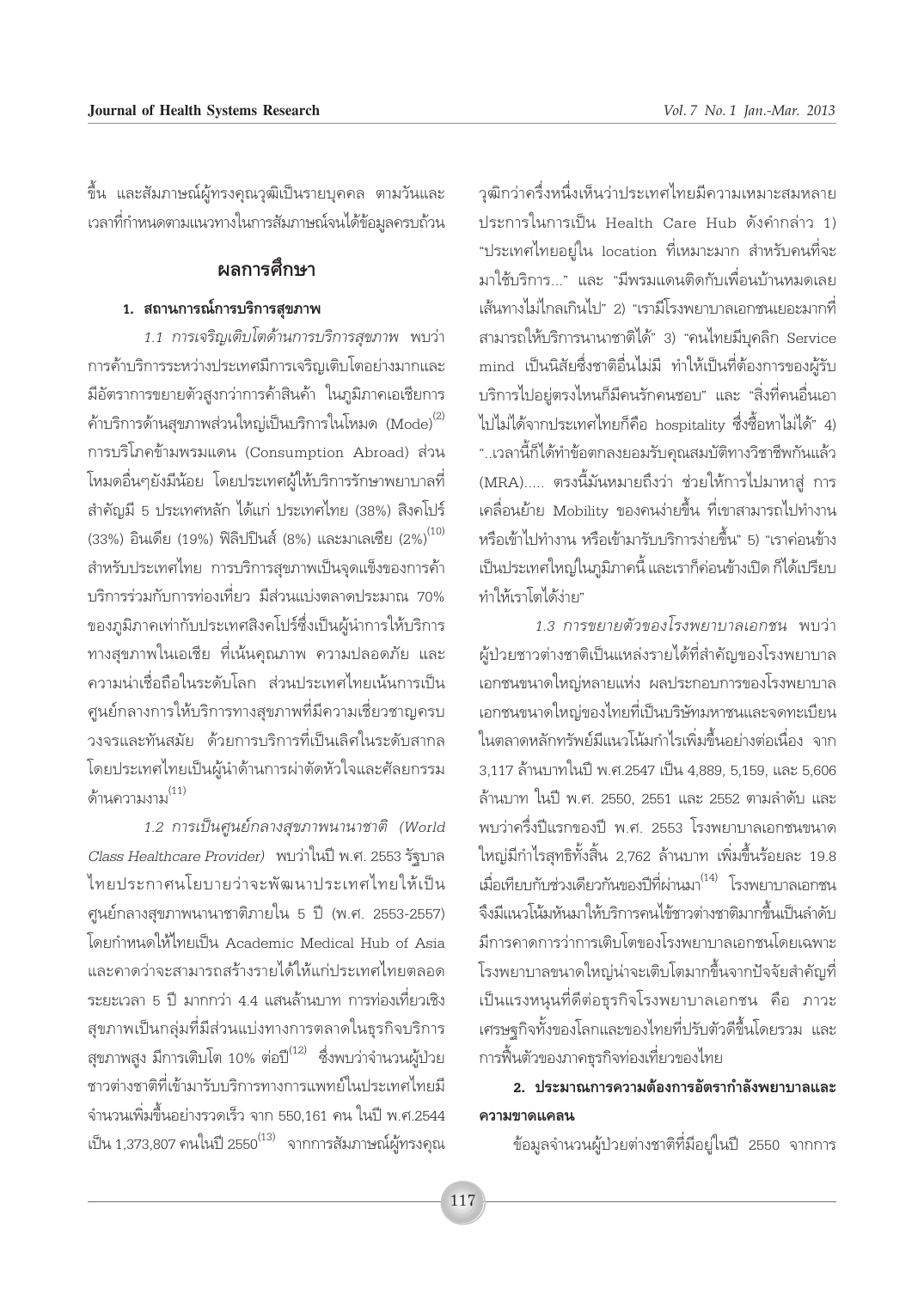ขึ้น และสัมภาษณ์ผู้ทรงคุณวุฒิเป็นรายบุคคล ตามวันและเวลาที่กำหนดตามแนวทางในการสัมภาษณ์จนได้ข้อมูลครบถ้วน

## ผลการศึกษา

### 1. สถานการณ์การบริการสุขภาพ

*1.1 การเจริญเติบโตด้านการบริการสุขภาพ* พบว่าการค้าบริการระหว่างประเทศมีการเจริญเติบโตอย่างมากและมีอัตราการขยายตัวสูงกว่าการค้าสินค้า ในภูมิภาคเอเชียการค้าบริการด้านสุขภาพส่วนใหญ่เป็นบริการในโหมด (Mode)[2] การบริโภคข้ามพรมแดน (Consumption Abroad) ส่วนโหมดอื่นๆยังมีน้อย โดยประเทศผู้ให้บริการรักษาพยาบาลที่สำคัญมี 5 ประเทศหลัก ได้แก่ ประเทศไทย (38%) สิงคโปร์ (33%) อินเดีย (19%) ฟิลิปปินส์ (8%) และมาเลเซีย (2%)[10] สำหรับประเทศไทย การบริการสุขภาพเป็นจุดแข็งของการค้าบริการร่วมกับการท่องเที่ยว มีส่วนแบ่งตลาดประมาณ 70% ของภูมิภาคเท่ากับประเทศสิงคโปร์ซึ่งเป็นผู้นำการให้บริการทางสุขภาพในเอเชีย ที่เน้นคุณภาพ ความปลอดภัย และความน่าเชื่อถือในระดับโลก ส่วนประเทศไทยเน้นการเป็นศูนย์กลางการให้บริการทางสุขภาพที่มีความเชี่ยวชาญครบวงจรและทันสมัย ด้วยการบริการที่เป็นเลิศในระดับสากล โดยประเทศไทยเป็นผู้นำด้านการผ่าตัดหัวใจและศัลยกรรมด้านความงาม[11]

*1.2 การเป็นศูนย์กลางสุขภาพนานาชาติ (World Class Healthcare Provider)* พบว่าในปี พ.ศ. 2553 รัฐบาลไทยประกาศนโยบายว่าจะพัฒนาประเทศไทยให้เป็นศูนย์กลางสุขภาพนานาชาติภายใน 5 ปี (พ.ศ. 2553-2557) โดยกำหนดให้ไทยเป็น Academic Medical Hub of Asia และคาดว่าจะสามารถสร้างรายได้ให้แก่ประเทศไทยตลอดระยะเวลา 5 ปี มากกว่า 4.4 แสนล้านบาท การท่องเที่ยวเชิงสุขภาพเป็นกลุ่มที่มีส่วนแบ่งทางการตลาดในธุรกิจบริการสุขภาพสูง มีการเติบโต 10% ต่อปี[12] ซึ่งพบว่าจำนวนผู้ป่วยชาวต่างชาติที่เข้ามารับบริการทางการแพทย์ในประเทศไทยมีจำนวนเพิ่มขึ้นอย่างรวดเร็ว จาก 550,161 คน ในปี พ.ศ.2544 เป็น 1,373,807 คนในปี 2550[13] จากการสัมภาษณ์ผู้ทรงคุณวุฒิกว่าครึ่งหนึ่งเห็นว่าประเทศไทยมีความเหมาะสมหลายประการในการเป็น Health Care Hub ดังคำกล่าว 1) "ประเทศไทยอยู่ใน location ที่เหมาะมาก สำหรับคนที่จะมาใช้บริการ..." และ "มีพรมแดนติดกับเพื่อนบ้านหมดเลย เส้นทางไม่ไกลเกินไป" 2) "เรามีโรงพยาบาลเอกชนเยอะมากที่สามารถให้บริการนานาชาติได้" 3) "คนไทยมีบุคลิก Service mind เป็นนิสัยซึ่งชาติอื่นไม่มี ทำให้เป็นที่ต้องการของผู้รับบริการไปอยู่ตรงไหนก็มีคนรักคนชอบ" และ "สิ่งที่คนอื่นเอาไปไม่ได้จากประเทศไทยก็คือ hospitality ซึ่งซื้อหาไม่ได้" 4) "..เวลานี้ก็ได้ทำข้อตกลงยอมรับคุณสมบัติทางวิชาชีพกันแล้ว (MRA)..... ตรงนี้มันหมายถึงว่า ช่วยให้การไปมาหาสู่ การเคลื่อนย้าย Mobility ของคนง่ายขึ้น ที่เขาสามารถไปทำงาน หรือเข้าไปทำงาน หรือเข้ามารับบริการง่ายขึ้น" 5) "เราค่อนข้างเป็นประเทศใหญ่ในภูมิภาคนี้ และเราก็ค่อนข้างเปิด ก็ได้เปรียบทำให้เราโตได้ง่าย"

*1.3 การขยายตัวของโรงพยาบาลเอกชน* พบว่าผู้ป่วยชาวต่างชาติเป็นแหล่งรายได้ที่สำคัญของโรงพยาบาลเอกชนขนาดใหญ่หลายแห่ง ผลประกอบการของโรงพยาบาลเอกชนขนาดใหญ่ของไทยที่เป็นบริษัทมหาชนและจดทะเบียนในตลาดหลักทรัพย์มีแนวโน้มกำไรเพิ่มขึ้นอย่างต่อเนื่อง จาก 3,117 ล้านบาทในปี พ.ศ.2547 เป็น 4,889, 5,159, และ 5,606 ล้านบาท ในปี พ.ศ. 2550, 2551 และ 2552 ตามลำดับ และพบว่าครึ่งปีแรกของปี พ.ศ. 2553 โรงพยาบาลเอกชนขนาดใหญ่มีกำไรสุทธิทั้งสิ้น 2,762 ล้านบาท เพิ่มขึ้นร้อยละ 19.8 เมื่อเทียบกับช่วงเดียวกันของปีที่ผ่านมา[14] โรงพยาบาลเอกชนจึงมีแนวโน้มหันมาให้บริการคนไข้ชาวต่างชาติมากขึ้นเป็นลำดับ มีการคาดการว่าการเติบโตของโรงพยาบาลเอกชนโดยเฉพาะโรงพยาบาลขนาดใหญ่น่าจะเติบโตมากขึ้นจากปัจจัยสำคัญที่เป็นแรงหนุนที่ดีต่อธุรกิจโรงพยาบาลเอกชน คือ ภาวะเศรษฐกิจทั้งของโลกและของไทยที่ปรับตัวดีขึ้นโดยรวม และการฟื้นตัวของภาคธุรกิจท่องเที่ยวของไทย

### 2. ประมาณการความต้องการอัตรากำลังพยาบาลและความขาดแคลน

ข้อมูลจำนวนผู้ป่วยต่างชาติที่มีอยู่ในปี 2550 จากการ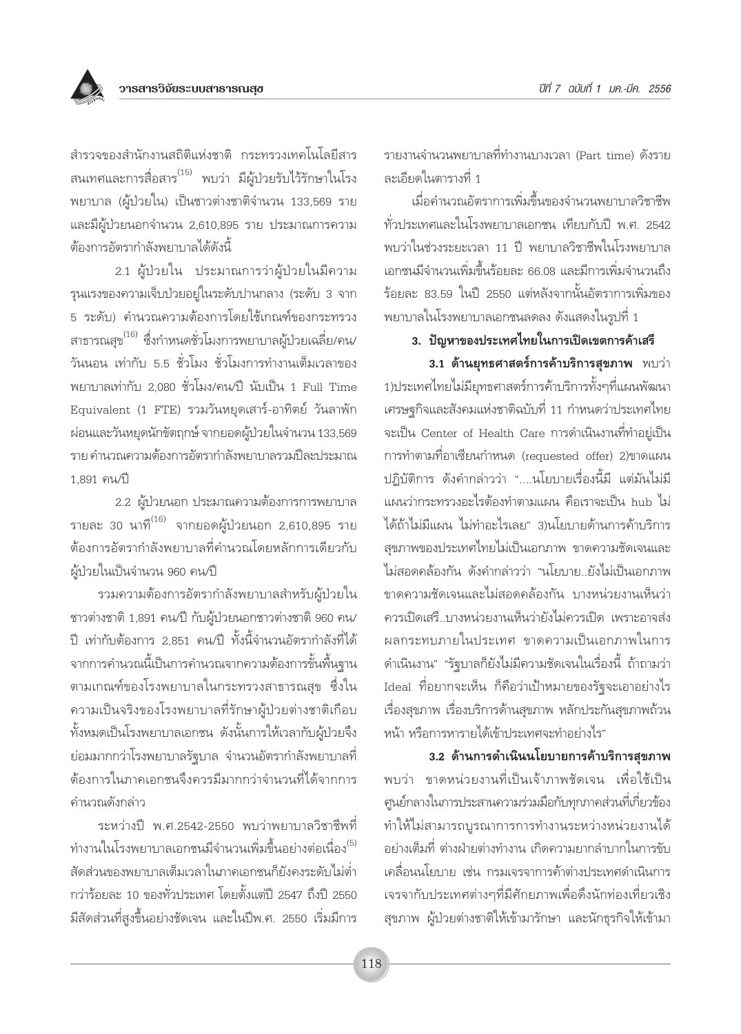สำรวจของสำนักงานสถิติแห่งชาติ กระทรวงเทคโนโลยีสารสนเทศและการสื่อสาร[15] พบว่า มีผู้ป่วยรับไว้รักษาในโรงพยาบาล (ผู้ป่วยใน) เป็นชาวต่างชาติจำนวน 133,569 ราย และมีผู้ป่วยนอกจำนวน 2,610,895 ราย ประมาณการความต้องการอัตรากำลังพยาบาลได้ดังนี้

2.1 ผู้ป่วยใน ประมาณการว่าผู้ป่วยในมีความรุนแรงของความเจ็บป่วยอยู่ในระดับปานกลาง (ระดับ 3 จาก 5 ระดับ) คำนวณความต้องการโดยใช้เกณฑ์ของกระทรวงสาธารณสุข[16] ซึ่งกำหนดชั่วโมงการพยาบาลผู้ป่วยเฉลี่ย/คน/วันนอน เท่ากับ 5.5 ชั่วโมง ชั่วโมงการทำงานเต็มเวลาของพยาบาลเท่ากับ 2,080 ชั่วโมง/คน/ปี นับเป็น 1 Full Time Equivalent (1 FTE) รวมวันหยุดเสาร์-อาทิตย์ วันลาพักผ่อนและวันหยุดนักขัตฤกษ์ จากยอดผู้ป่วยในจำนวน 133,569 ราย คำนวณความต้องการอัตรากำลังพยาบาลรวมปีละประมาณ 1,891 คน/ปี

2.2 ผู้ป่วยนอก ประมาณความต้องการการพยาบาลรายละ 30 นาที[16] จากยอดผู้ป่วยนอก 2,610,895 ราย ต้องการอัตรากำลังพยาบาลที่คำนวณโดยหลักการเดียวกับผู้ป่วยในเป็นจำนวน 960 คน/ปี

รวมความต้องการอัตรากำลังพยาบาลสำหรับผู้ป่วยในชาวต่างชาติ 1,891 คน/ปี กับผู้ป่วยนอกชาวต่างชาติ 960 คน/ปี เท่ากับต้องการ 2,851 คน/ปี ทั้งนี้จำนวนอัตรากำลังที่ได้จากการคำนวณนี้เป็นการคำนวณจากความต้องการขั้นพื้นฐานตามเกณฑ์ของโรงพยาบาลในกระทรวงสาธารณสุข ซึ่งในความเป็นจริงของโรงพยาบาลที่รักษาผู้ป่วยต่างชาติเกือบทั้งหมดเป็นโรงพยาบาลเอกชน ดังนั้นการให้เวลากับผู้ป่วยจึงย่อมมากกว่าโรงพยาบาลรัฐบาล จำนวนอัตรากำลังพยาบาลที่ต้องการในภาคเอกชนจึงควรมีมากกว่าจำนวนที่ได้จากการคำนวณดังกล่าว

ระหว่างปี พ.ศ.2542-2550 พบว่าพยาบาลวิชาชีพที่ทำงานในโรงพยาบาลเอกชนมีจำนวนเพิ่มขึ้นอย่างต่อเนื่อง[5] สัดส่วนของพยาบาลเต็มเวลาในภาคเอกชนก็ยังคงระดับไม่ต่ำกว่าร้อยละ 10 ของทั่วประเทศ โดยตั้งแต่ปี 2547 ถึงปี 2550 มีสัดส่วนที่สูงขึ้นอย่างชัดเจน และในปีพ.ศ. 2550 เริ่มมีการรายงานจำนวนพยาบาลที่ทำงานบางเวลา (Part time) ดังรายละเอียดในตารางที่ 1

เมื่อคำนวณอัตราการเพิ่มขึ้นของจำนวนพยาบาลวิชาชีพทั่วประเทศและในโรงพยาบาลเอกชน เทียบกับปี พ.ศ. 2542 พบว่าในช่วงระยะเวลา 11 ปี พยาบาลวิชาชีพในโรงพยาบาลเอกชนมีจำนวนเพิ่มขึ้นร้อยละ 66.08 และมีการเพิ่มจำนวนถึงร้อยละ 83.59 ในปี 2550 แต่หลังจากนั้นอัตราการเพิ่มของพยาบาลในโรงพยาบาลเอกชนลดลง ดังแสดงในรูปที่ 1

### 3. ปัญหาของประเทศไทยในการเปิดเขตการค้าเสรี

**3.1 ด้านยุทธศาสตร์การค้าบริการสุขภาพ** พบว่า 1)ประเทศไทยไม่มียุทธศาสตร์การค้าบริการทั้งๆที่แผนพัฒนาเศรษฐกิจและสังคมแห่งชาติฉบับที่ 11 กำหนดว่าประเทศไทยจะเป็น Center of Health Care การดำเนินงานที่ทำอยู่เป็นการทำตามที่อาเซียนกำหนด (requested offer) 2)ขาดแผนปฏิบัติการ ดังคำกล่าวว่า "....นโยบายเรื่องนี้มี แต่มันไม่มีแผนว่ากระทรวงอะไรต้องทำตามแผน คือเราจะเป็น hub ไม่ได้ถ้าไม่มีแผน ไม่ทำอะไรเลย" 3)นโยบายด้านการค้าบริการสุขภาพของประเทศไทยไม่เป็นเอกภาพ ขาดความชัดเจนและไม่สอดคล้องกัน ดังคำกล่าวว่า "นโยบาย..ยังไม่เป็นเอกภาพ ขาดความชัดเจนและไม่สอดคล้องกัน บางหน่วยงานเห็นว่าควรเปิดเสรี..บางหน่วยงานเห็นว่ายังไม่ควรเปิด เพราะอาจส่งผลกระทบภายในประเทศ ขาดความเป็นเอกภาพในการดำเนินงาน" "รัฐบาลก็ยังไม่มีความชัดเจนในเรื่องนี้ ถ้าถามว่า Ideal ที่อยากจะเห็น ก็คือว่าเป้าหมายของรัฐจะเอาอย่างไร เรื่องสุขภาพ เรื่องบริการด้านสุขภาพ หลักประกันสุขภาพถ้วนหน้า หรือการหารายได้เข้าประเทศจะทำอย่างไร"

**3.2 ด้านการดำเนินนโยบายการค้าบริการสุขภาพ** พบว่า ขาดหน่วยงานที่เป็นเจ้าภาพชัดเจน เพื่อใช้เป็นศูนย์กลางในการประสานความร่วมมือกับทุกภาคส่วนที่เกี่ยวข้อง ทำให้ไม่สามารถบูรณาการการทำงานระหว่างหน่วยงานได้อย่างเต็มที่ ต่างฝ่ายต่างทำงาน เกิดความยากลำบากในการขับเคลื่อนนโยบาย เช่น กรมเจรจาการค้าต่างประเทศดำเนินการเจรจากับประเทศต่างๆที่มีศักยภาพเพื่อดึงนักท่องเที่ยวเชิงสุขภาพ ผู้ป่วยต่างชาติให้เข้ามารักษา และนักธุรกิจให้เข้ามา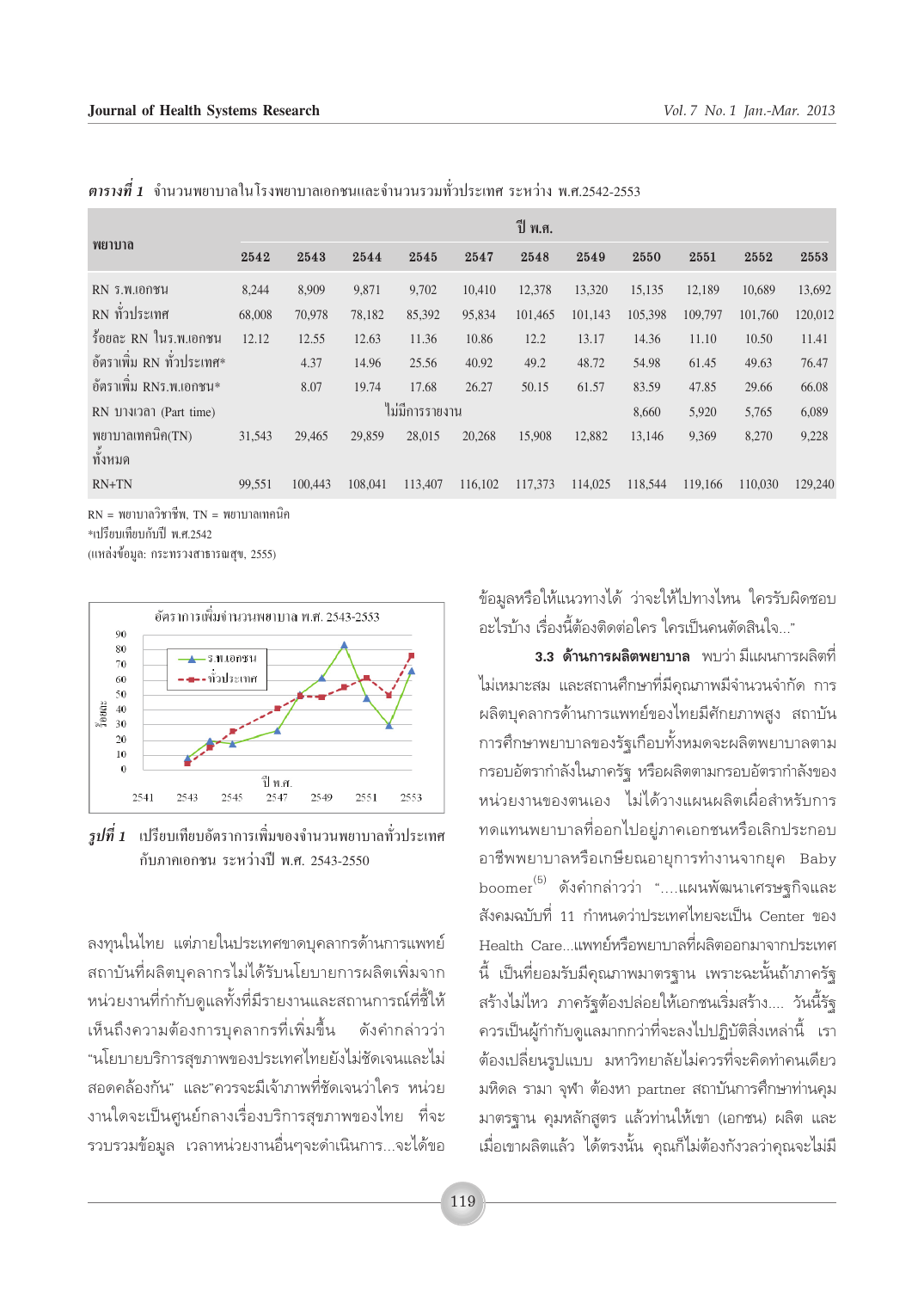*ตารางที่ 1* จำนวนพยาบาลในโรงพยาบาลเอกชนและจำนวนรวมทั่วประเทศ ระหว่าง พ.ศ.2542-2553

| พยาบาล | ปี พ.ศ. | | | | | | | | | | |
|---|---|---|---|---|---|---|---|---|---|---|---|
| | 2542 | 2543 | 2544 | 2545 | 2547 | 2548 | 2549 | 2550 | 2551 | 2552 | 2553 |
| RN ร.พ.เอกชน | 8,244 | 8,909 | 9,871 | 9,702 | 10,410 | 12,378 | 13,320 | 15,135 | 12,189 | 10,689 | 13,692 |
| RN ทั่วประเทศ | 68,008 | 70,978 | 78,182 | 85,392 | 95,834 | 101,465 | 101,143 | 105,398 | 109,797 | 101,760 | 120,012 |
| ร้อยละ RN ในร.พ.เอกชน | 12.12 | 12.55 | 12.63 | 11.36 | 10.86 | 12.2 | 13.17 | 14.36 | 11.10 | 10.50 | 11.41 |
| อัตราเพิ่ม RN ทั่วประเทศ* | | 4.37 | 14.96 | 25.56 | 40.92 | 49.2 | 48.72 | 54.98 | 61.45 | 49.63 | 76.47 |
| อัตราเพิ่ม RNร.พ.เอกชน* | | 8.07 | 19.74 | 17.68 | 26.27 | 50.15 | 61.57 | 83.59 | 47.85 | 29.66 | 66.08 |
| RN บางเวลา (Part time) | ไม่มีการรายงาน | | | | | | | 8,660 | 5,920 | 5,765 | 6,089 |
| พยาบาลเทคนิค(TN) ทั้งหมด | 31,543 | 29,465 | 29,859 | 28,015 | 20,268 | 15,908 | 12,882 | 13,146 | 9,369 | 8,270 | 9,228 |
| RN+TN | 99,551 | 100,443 | 108,041 | 113,407 | 116,102 | 117,373 | 114,025 | 118,544 | 119,166 | 110,030 | 129,240 |

RN = พยาบาลวิชาชีพ, TN = พยาบาลเทคนิค
*เปรียบเทียบกับปี พ.ศ.2542
(แหล่งข้อมูล: กระทรวงสาธารณสุข, 2555)

*รูปที่ 1* เปรียบเทียบอัตราการเพิ่มของจำนวนพยาบาลทั่วประเทศกับภาคเอกชน ระหว่างปี พ.ศ. 2543-2550

ลงทุนในไทย แต่ภายในประเทศขาดบุคลากรด้านการแพทย์ สถาบันที่ผลิตบุคลากรไม่ได้รับนโยบายการผลิตเพิ่มจากหน่วยงานที่กำกับดูแลทั้งที่มีรายงานและสถานการณ์ที่ชี้ให้เห็นถึงความต้องการบุคลากรที่เพิ่มขึ้น ดังคำกล่าวว่า "นโยบายบริการสุขภาพของประเทศไทยยังไม่ชัดเจนและไม่สอดคล้องกัน" และ"ควรจะมีเจ้าภาพที่ชัดเจนว่าใคร หน่วยงานใดจะเป็นศูนย์กลางเรื่องบริการสุขภาพของไทย ที่จะรวบรวมข้อมูล เวลาหน่วยงานอื่นๆจะดำเนินการ...จะได้ขอข้อมูลหรือให้แนวทางได้ ว่าจะให้ไปทางไหน ใครรับผิดชอบอะไรบ้าง เรื่องนี้ต้องติดต่อใคร ใครเป็นคนตัดสินใจ..."

**3.3 ด้านการผลิตพยาบาล** พบว่า มีแผนการผลิตที่ไม่เหมาะสม และสถานศึกษาที่มีคุณภาพมีจำนวนจำกัด การผลิตบุคลากรด้านการแพทย์ของไทยมีศักยภาพสูง สถาบันการศึกษาพยาบาลของรัฐเกือบทั้งหมดจะผลิตพยาบาลตามกรอบอัตรากำลังในภาครัฐ หรือผลิตตามกรอบอัตรากำลังของหน่วยงานของตนเอง ไม่ได้วางแผนผลิตเผื่อสำหรับการทดแทนพยาบาลที่ออกไปอยู่ภาคเอกชนหรือเลิกประกอบอาชีพพยาบาลหรือเกษียณอายุการทำงานจากยุค Baby boomer[5] ดังคำกล่าวว่า "....แผนพัฒนาเศรษฐกิจและสังคมฉบับที่ 11 กำหนดว่าประเทศไทยจะเป็น Center ของ Health Care...แพทย์หรือพยาบาลที่ผลิตออกมาจากประเทศนี้ เป็นที่ยอมรับมีคุณภาพมาตรฐาน เพราะฉะนั้นถ้าภาครัฐสร้างไม่ไหว ภาครัฐต้องปล่อยให้เอกชนเริ่มสร้าง.... วันนี้รัฐควรเป็นผู้กำกับดูแลมากกว่าที่จะลงไปปฏิบัติสิ่งเหล่านี้ เราต้องเปลี่ยนรูปแบบ มหาวิทยาลัยไม่ควรที่จะคิดทำคนเดียว มหิดล รามา จุฬา ต้องหา partner สถาบันการศึกษาท่านคุมมาตรฐาน คุมหลักสูตร แล้วท่านให้เขา (เอกชน) ผลิต และเมื่อเขาผลิตแล้ว ได้ตรงนั้น คุณก็ไม่ต้องกังวลว่าคุณจะไม่มี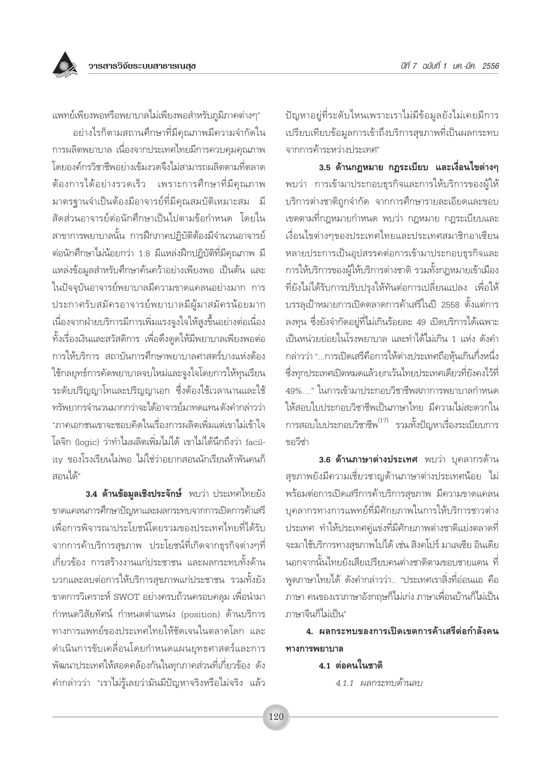แพทย์เพียงพอหรือพยาบาลไม่เพียงพอสำหรับภูมิภาคต่างๆ"

อย่างไรก็ตามสถานศึกษาที่มีคุณภาพมีความจำกัดในการผลิตพยาบาล เนื่องจากประเทศไทยมีการควบคุมคุณภาพโดยองค์กรวิชาชีพอย่างเข้มงวดจึงไม่สามารถผลิตตามที่ตลาดต้องการได้อย่างรวดเร็ว เพราะการศึกษาที่มีคุณภาพมาตรฐานจำเป็นต้องมีอาจารย์ที่มีคุณสมบัติเหมาะสม มีสัดส่วนอาจารย์ต่อนักศึกษาเป็นไปตามข้อกำหนด โดยในสาขาการพยาบาลนั้น การฝึกภาคปฏิบัติต้องมีจำนวนอาจารย์ต่อนักศึกษาไม่น้อยกว่า 1:8 มีแหล่งฝึกปฏิบัติที่มีคุณภาพ มีแหล่งข้อมูลสำหรับศึกษาค้นคว้าอย่างเพียงพอ เป็นต้น และในปัจจุบันอาจารย์พยาบาลมีความขาดแคลนอย่างมาก การประกาศรับสมัครอาจารย์พยาบาลมีผู้มาสมัครน้อยมาก เนื่องจากฝ่ายบริการมีการเพิ่มแรงจูงใจให้สูงขึ้นอย่างต่อเนื่องทั้งเรื่องเงินและสวัสดิการ เพื่อดึงดูดให้มีพยาบาลเพียงพอต่อการให้บริการ สถาบันการศึกษาพยาบาลศาสตร์บางแห่งต้องใช้กลยุทธ์การคัดพยาบาลจบใหม่และจูงใจโดยการให้ทุนเรียนระดับปริญญาโทและปริญญาเอก ซึ่งต้องใช้เวลานานและใช้ทรัพยากรจำนวนมากกว่าจะได้อาจารย์มาทดแทนดังคำกล่าวว่า "ภาคเอกชนเขาจะชอบคิดในเรื่องการผลิตเพิ่มแต่เขาไม่เข้าใจโลจิก (logic) ว่าทำไมผลิตเพิ่มไม่ได้ เขาไม่ได้นึกถึงว่า facility ของโรงเรียนไม่พอ ไม่ใช่ว่าอยากสอนนักเรียนห้าพันคนก็สอนได้"

**3.4 ด้านข้อมูลเชิงประจักษ์** พบว่า ประเทศไทยยังขาดแคลนการศึกษาปัญหาและผลกระทบจากการเปิดการค้าเสรีเพื่อการพิจารณาประโยชน์โดยรวมของประเทศไทยที่ได้รับจากการค้าบริการสุขภาพ ประโยชน์ที่เกิดจากธุรกิจต่างๆที่เกี่ยวข้อง การสร้างงานแก่ประชาชน และผลกระทบทั้งด้านบวกและลบต่อการให้บริการสุขภาพแก่ประชาชน รวมทั้งยังขาดการวิเคราะห์ SWOT อย่างครบถ้วนครอบคลุม เพื่อนำมากำหนดวิสัยทัศน์ กำหนดตำแหน่ง (position) ด้านบริการทางการแพทย์ของประเทศไทยให้ชัดเจนในตลาดโลก และดำเนินการขับเคลื่อนโดยกำหนดแผนยุทธศาสตร์และการพัฒนาประเทศให้สอดคล้องกันในทุกภาคส่วนที่เกี่ยวข้อง ดังคำกล่าวว่า "เราไม่รู้เลยว่ามันมีปัญหาจริงหรือไม่จริง แล้วปัญหาอยู่ที่ระดับไหนเพราะเราไม่มีข้อมูลยังไม่เคยมีการเปรียบเทียบข้อมูลการเข้าถึงบริการสุขภาพที่เป็นผลกระทบจากการค้าระหว่างประเทศ"

**3.5 ด้านกฎหมาย กฎระเบียบ และเงื่อนไขต่างๆ** พบว่า การเข้ามาประกอบธุรกิจและการให้บริการของผู้ให้บริการต่างชาติถูกจำกัด จากการศึกษารายละเอียดและขอบเขตตามที่กฎหมายกำหนด พบว่า กฎหมาย กฎระเบียบและเงื่อนไขต่างๆของประเทศไทยและประเทศสมาชิกอาเซียนหลายประการเป็นอุปสรรคต่อการเข้ามาประกอบธุรกิจและการให้บริการของผู้ให้บริการต่างชาติ รวมทั้งกฎหมายเข้าเมืองที่ยังไม่ได้รับการปรับปรุงให้ทันต่อการเปลี่ยนแปลง เพื่อให้บรรลุเป้าหมายการเปิดตลาดการค้าเสรีในปี 2558 ตั้งแต่การลงทุน ซึ่งยังจำกัดอยู่ที่ไม่เกินร้อยละ 49 เปิดบริการได้เฉพาะเป็นหน่วยย่อยในโรงพยาบาล และทำได้ไม่เกิน 1 แห่ง ดังคำกล่าวว่า "...การเปิดเสรีคือการให้ต่างประเทศถือหุ้นเกินกึ่งหนึ่ง ซึ่งทุกประเทศเปิดหมดแล้วยกเว้นไทยประเทศเดียวที่ยังคงไว้ที่ 49%...." ในการเข้ามาประกอบวิชาชีพสภาการพยาบาลกำหนดให้สอบใบประกอบวิชาชีพเป็นภาษาไทย มีความไม่สะดวกในการสอบใบประกอบวิชาชีพ[17] รวมทั้งปัญหาเรื่องระเบียบการขอวีซ่า

**3.6 ด้านภาษาต่างประเทศ** พบว่า บุคลากรด้านสุขภาพยังมีความเชี่ยวชาญด้านภาษาต่างประเทศน้อย ไม่พร้อมต่อการเปิดเสรีการค้าบริการสุขภาพ มีความขาดแคลนบุคลากรทางการแพทย์ที่มีศักยภาพในการให้บริการชาวต่างประเทศ ทำให้ประเทศคู่แข่งที่มีศักยภาพต่างชาติแย่งตลาดที่จะมาใช้บริการทางสุขภาพไปได้ เช่น สิงคโปร์ มาเลเซีย อินเดีย นอกจากนั้นไทยยังเสียเปรียบคนต่างชาติตามขอบชายแดน ที่พูดภาษาไทยได้ ดังคำกล่าวว่า.. "ประเทศเราสิ่งที่อ่อนแอ คือ ภาษา คนของเราภาษาอังกฤษก็ไม่เก่ง ภาษาเพื่อนบ้านก็ไม่เป็น ภาษาจีนก็ไม่เป็น"

**4. ผลกระทบของการเปิดเขตการค้าเสรีต่อกำลังคนทางการพยาบาล**

**4.1 ต่อคนในชาติ**

*4.1.1 ผลกระทบด้านลบ*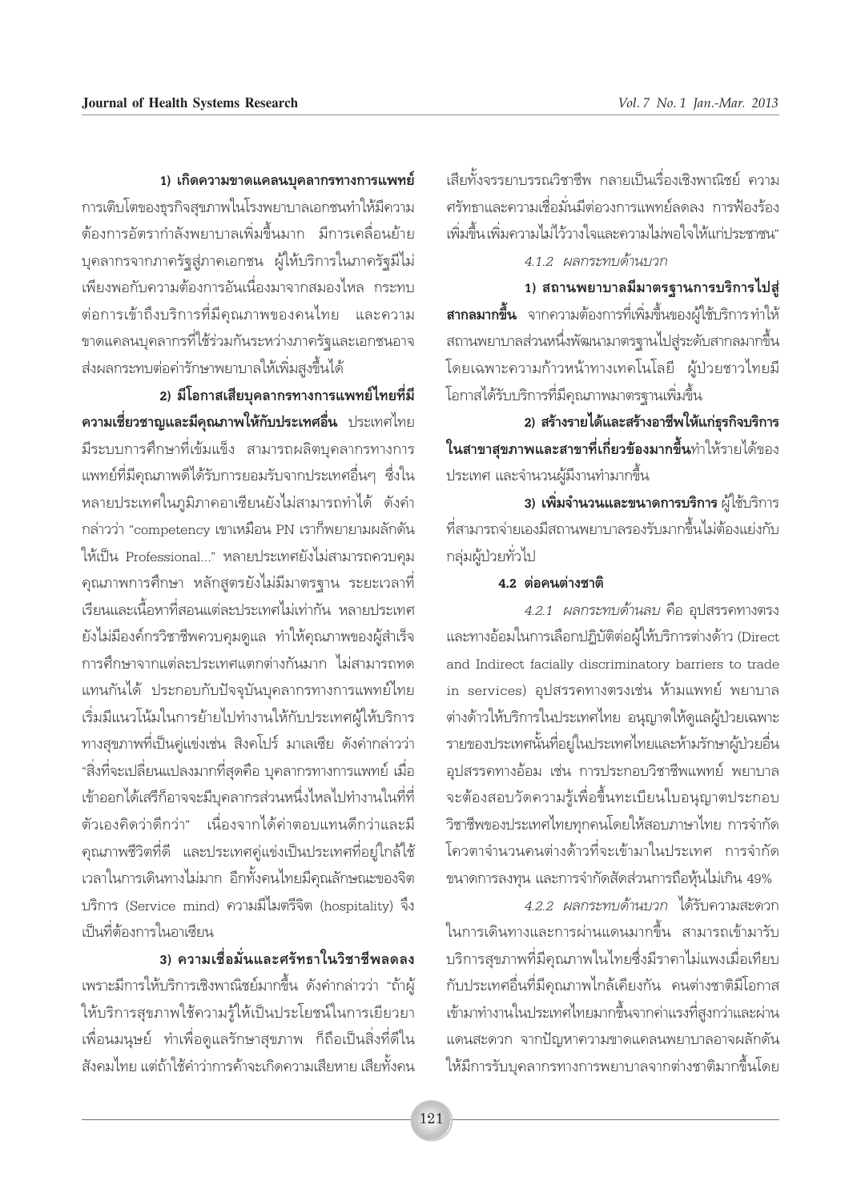**1) เกิดความขาดแคลนบุคลากรทางการแพทย์** การเติบโตของธุรกิจสุขภาพในโรงพยาบาลเอกชนทำให้มีความต้องการอัตรากำลังพยาบาลเพิ่มขึ้นมาก มีการเคลื่อนย้ายบุคลากรจากภาครัฐสู่ภาคเอกชน ผู้ให้บริการในภาครัฐมีไม่เพียงพอกับความต้องการอันเนื่องมาจากสมองไหล กระทบต่อการเข้าถึงบริการที่มีคุณภาพของคนไทย และความขาดแคลนบุคลากรที่ใช้ร่วมกันระหว่างภาครัฐและเอกชนอาจส่งผลกระทบต่อค่ารักษาพยาบาลให้เพิ่มสูงขึ้นได้

**2) มีโอกาสเสียบุคลากรทางการแพทย์ไทยที่มีความเชี่ยวชาญและมีคุณภาพให้กับประเทศอื่น** ประเทศไทยมีระบบการศึกษาที่เข้มแข็ง สามารถผลิตบุคลากรทางการแพทย์ที่มีคุณภาพดีได้รับการยอมรับจากประเทศอื่นๆ ซึ่งในหลายประเทศในภูมิภาคอาเซียนยังไม่สามารถทำได้ ดังคำกล่าวว่า "competency เขาเหมือน PN เราก็พยายามผลักดันให้เป็น Professional..." หลายประเทศยังไม่สามารถควบคุมคุณภาพการศึกษา หลักสูตรยังไม่มีมาตรฐาน ระยะเวลาที่เรียนและเนื้อหาที่สอนแต่ละประเทศไม่เท่ากัน หลายประเทศยังไม่มีองค์กรวิชาชีพควบคุมดูแล ทำให้คุณภาพของผู้สำเร็จการศึกษาจากแต่ละประเทศแตกต่างกันมาก ไม่สามารถทดแทนกันได้ ประกอบกับปัจจุบันบุคลากรทางการแพทย์ไทยเริ่มมีแนวโน้มในการย้ายไปทำงานให้กับประเทศผู้ให้บริการทางสุขภาพที่เป็นคู่แข่งเช่น สิงคโปร์ มาเลเซีย ดังคำกล่าวว่า "สิ่งที่จะเปลี่ยนแปลงมากที่สุดคือ บุคลากรทางการแพทย์ เมื่อเข้าออกได้เสรีก็อาจจะมีบุคลากรส่วนหนึ่งไหลไปทำงานในที่ที่ตัวเองคิดว่าดีกว่า" เนื่องจากได้ค่าตอบแทนดีกว่าและมีคุณภาพชีวิตที่ดี และประเทศคู่แข่งเป็นประเทศที่อยู่ใกล้ใช้เวลาในการเดินทางไม่มาก อีกทั้งคนไทยมีคุณลักษณะของจิตบริการ (Service mind) ความมีไมตรีจิต (hospitality) จึงเป็นที่ต้องการในอาเซียน

**3) ความเชื่อมั่นและศรัทธาในวิชาชีพลดลง** เพราะมีการให้บริการเชิงพาณิชย์มากขึ้น ดังคำกล่าวว่า "ถ้าผู้ให้บริการสุขภาพใช้ความรู้ให้เป็นประโยชน์ในการเยียวยาเพื่อนมนุษย์ ทำเพื่อดูแลรักษาสุขภาพ ก็ถือเป็นสิ่งที่ดีในสังคมไทย แต่ถ้าใช้คำว่าการค้าจะเกิดความเสียหาย เสียทั้งคนเสียทั้งจรรยาบรรณวิชาชีพ กลายเป็นเรื่องเชิงพาณิชย์ ความศรัทธาและความเชื่อมั่นมีต่อวงการแพทย์ลดลง การฟ้องร้องเพิ่มขึ้นเพิ่มความไม่ไว้วางใจและความไม่พอใจให้แก่ประชาชน"

*4.1.2 ผลกระทบด้านบวก*

**1) สถานพยาบาลมีมาตรฐานการบริการไปสู่สากลมากขึ้น** จากความต้องการที่เพิ่มขึ้นของผู้ใช้บริการทำให้สถานพยาบาลส่วนหนึ่งพัฒนามาตรฐานไปสู่ระดับสากลมากขึ้น โดยเฉพาะความก้าวหน้าทางเทคโนโลยี ผู้ป่วยชาวไทยมีโอกาสได้รับบริการที่มีคุณภาพมาตรฐานเพิ่มขึ้น

**2) สร้างรายได้และสร้างอาชีพให้แก่ธุรกิจบริการในสาขาสุขภาพและสาขาที่เกี่ยวข้องมากขึ้น**ทำให้รายได้ของประเทศ และจำนวนผู้มีงานทำมากขึ้น

**3) เพิ่มจำนวนและขนาดการบริการ** ผู้ใช้บริการที่สามารถจ่ายเองมีสถานพยาบาลรองรับมากขึ้นไม่ต้องแย่งกับกลุ่มผู้ป่วยทั่วไป

**4.2 ต่อคนต่างชาติ**

*4.2.1 ผลกระทบด้านลบ* คือ อุปสรรคทางตรงและทางอ้อมในการเลือกปฏิบัติต่อผู้ให้บริการต่างด้าว (Direct and Indirect facially discriminatory barriers to trade in services) อุปสรรคทางตรงเช่น ห้ามแพทย์ พยาบาลต่างด้าวให้บริการในประเทศไทย อนุญาตให้ดูแลผู้ป่วยเฉพาะรายของประเทศนั้นที่อยู่ในประเทศไทยและห้ามรักษาผู้ป่วยอื่น อุปสรรคทางอ้อม เช่น การประกอบวิชาชีพแพทย์ พยาบาลจะต้องสอบวัดความรู้เพื่อขึ้นทะเบียนใบอนุญาตประกอบวิชาชีพของประเทศไทยทุกคนโดยให้สอบภาษาไทย การจำกัดโควตาจำนวนคนต่างด้าวที่จะเข้ามาในประเทศ การจำกัดขนาดการลงทุน และการจำกัดสัดส่วนการถือหุ้นไม่เกิน 49%

*4.2.2 ผลกระทบด้านบวก* ได้รับความสะดวกในการเดินทางและการผ่านแดนมากขึ้น สามารถเข้ามารับบริการสุขภาพที่มีคุณภาพในไทยซึ่งมีราคาไม่แพงเมื่อเทียบกับประเทศอื่นที่มีคุณภาพใกล้เคียงกัน คนต่างชาติมีโอกาสเข้ามาทำงานในประเทศไทยมากขึ้นจากค่าแรงที่สูงกว่าและผ่านแดนสะดวก จากปัญหาความขาดแคลนพยาบาลอาจผลักดันให้มีการรับบุคลากรทางการพยาบาลจากต่างชาติมากขึ้นโดย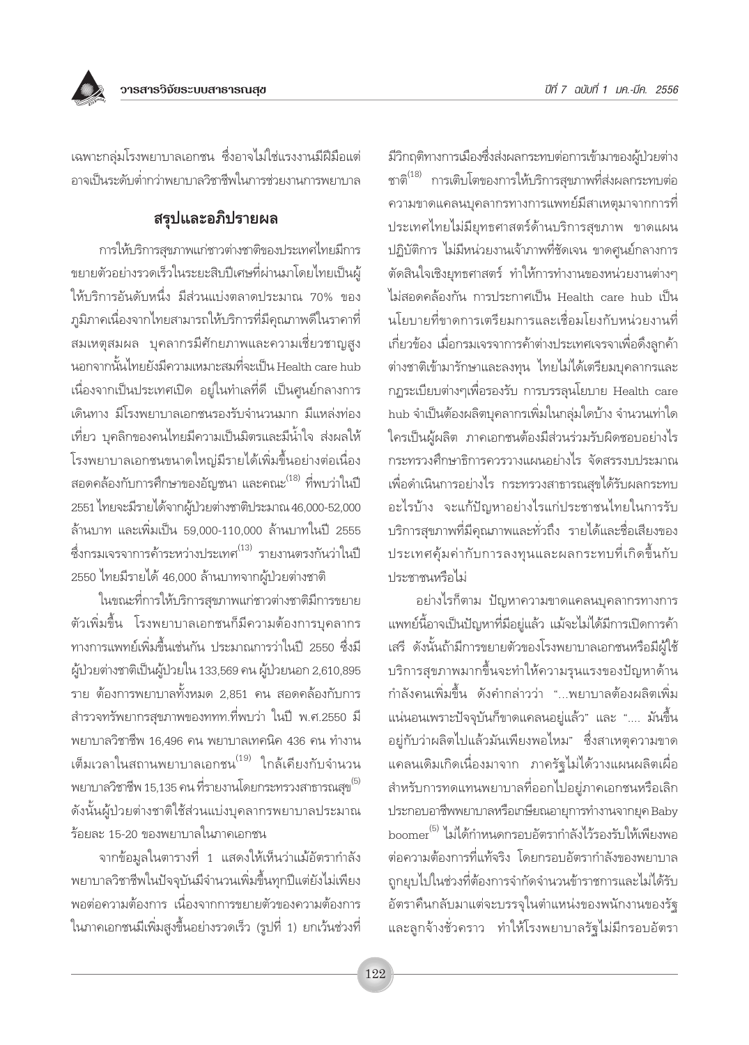เฉพาะกลุ่มโรงพยาบาลเอกชน ซึ่งอาจไม่ใช่แรงงานมีฝีมือแต่อาจเป็นระดับต่ำกว่าพยาบาลวิชาชีพในการช่วยงานการพยาบาล

## สรุปและอภิปรายผล

การให้บริการสุขภาพแก่ชาวต่างชาติของประเทศไทยมีการขยายตัวอย่างรวดเร็วในระยะสิบปีเศษที่ผ่านมาโดยไทยเป็นผู้ให้บริการอันดับหนึ่ง มีส่วนแบ่งตลาดประมาณ 70% ของภูมิภาคเนื่องจากไทยสามารถให้บริการที่มีคุณภาพดีในราคาที่สมเหตุสมผล บุคลากรมีศักยภาพและความเชี่ยวชาญสูง นอกจากนั้นไทยยังมีความเหมาะสมที่จะเป็น Health care hub เนื่องจากเป็นประเทศเปิด อยู่ในทำเลที่ดี เป็นศูนย์กลางการเดินทาง มีโรงพยาบาลเอกชนรองรับจำนวนมาก มีแหล่งท่องเที่ยว บุคลิกของคนไทยมีความเป็นมิตรและมีน้ำใจ ส่งผลให้โรงพยาบาลเอกชนขนาดใหญ่มีรายได้เพิ่มขึ้นอย่างต่อเนื่อง สอดคล้องกับการศึกษาของอัญชนา และคณะ[18] ที่พบว่าในปี 2551 ไทยจะมีรายได้จากผู้ป่วยต่างชาติประมาณ 46,000-52,000 ล้านบาท และเพิ่มเป็น 59,000-110,000 ล้านบาทในปี 2555 ซึ่งกรมเจรจาการค้าระหว่างประเทศ[13] รายงานตรงกันว่าในปี 2550 ไทยมีรายได้ 46,000 ล้านบาทจากผู้ป่วยต่างชาติ

ในขณะที่การให้บริการสุขภาพแก่ชาวต่างชาติมีการขยายตัวเพิ่มขึ้น โรงพยาบาลเอกชนก็มีความต้องการบุคลากรทางการแพทย์เพิ่มขึ้นเช่นกัน ประมาณการว่าในปี 2550 ซึ่งมีผู้ป่วยต่างชาติเป็นผู้ป่วยใน 133,569 คน ผู้ป่วยนอก 2,610,895 ราย ต้องการพยาบาลทั้งหมด 2,851 คน สอดคล้องกับการสำรวจทรัพยากรสุขภาพของทททท.ที่พบว่า ในปี พ.ศ.2550 มีพยาบาลวิชาชีพ 16,496 คน พยาบาลเทคนิค 436 คน ทำงานเต็มเวลาในสถานพยาบาลเอกชน[19] ใกล้เคียงกับจำนวนพยาบาลวิชาชีพ 15,135 คน ที่รายงานโดยกระทรวงสาธารณสุข[5] ดังนั้นผู้ป่วยต่างชาติใช้ส่วนแบ่งบุคลากรพยาบาลประมาณร้อยละ 15-20 ของพยาบาลในภาคเอกชน

จากข้อมูลในตารางที่ 1 แสดงให้เห็นว่าแม้อัตรากำลังพยาบาลวิชาชีพในปัจจุบันมีจำนวนเพิ่มขึ้นทุกปีแต่ยังไม่เพียงพอต่อความต้องการ เนื่องจากการขยายตัวของความต้องการในภาคเอกชนมีเพิ่มสูงขึ้นอย่างรวดเร็ว (รูปที่ 1) ยกเว้นช่วงที่มีวิกฤติทางการเมืองซึ่งส่งผลกระทบต่อการเข้ามาของผู้ป่วยต่างชาติ[18] การเติบโตของการให้บริการสุขภาพที่ส่งผลกระทบต่อความขาดแคลนบุคลากรทางการแพทย์มีสาเหตุมาจากการที่ประเทศไทยไม่มียุทธศาสตร์ด้านบริการสุขภาพ ขาดแผนปฏิบัติการ ไม่มีหน่วยงานเจ้าภาพที่ชัดเจน ขาดศูนย์กลางการตัดสินใจเชิงยุทธศาสตร์ ทำให้การทำงานของหน่วยงานต่างๆ ไม่สอดคล้องกัน การประกาศเป็น Health care hub เป็นนโยบายที่ขาดการเตรียมการและเชื่อมโยงกับหน่วยงานที่เกี่ยวข้อง เมื่อกรมเจรจาการค้าต่างประเทศเจรจาเพื่อดึงลูกค้าต่างชาติเข้ามารักษาและลงทุน ไทยไม่ได้เตรียมบุคลากรและกฎระเบียบต่างๆเพื่อรองรับ การบรรลุนโยบาย Health care hub จำเป็นต้องผลิตบุคลากรเพิ่มในกลุ่มใดบ้าง จำนวนเท่าใด ใครเป็นผู้ผลิต ภาคเอกชนต้องมีส่วนร่วมรับผิดชอบอย่างไร กระทรวงศึกษาธิการควรวางแผนอย่างไร จัดสรรงบประมาณเพื่อดำเนินการอย่างไร กระทรวงสาธารณสุขได้รับผลกระทบอะไรบ้าง จะแก้ปัญหาอย่างไรแก่ประชาชนไทยในการรับบริการสุขภาพที่มีคุณภาพและทั่วถึง รายได้และชื่อเสียงของประเทศคุ้มค่ากับการลงทุนและผลกระทบที่เกิดขึ้นกับประชาชนหรือไม่

อย่างไรก็ตาม ปัญหาความขาดแคลนบุคลากรทางการแพทย์นี้อาจเป็นปัญหาที่มีอยู่แล้ว แม้จะไม่ได้มีการเปิดการค้าเสรี ดังนั้นถ้ามีการขยายตัวของโรงพยาบาลเอกชนหรือมีผู้ใช้บริการสุขภาพมากขึ้นจะทำให้ความรุนแรงของปัญหาด้านกำลังคนเพิ่มขึ้น ดังคำกล่าวว่า "...พยาบาลต้องผลิตเพิ่มแน่นอนเพราะปัจจุบันก็ขาดแคลนอยู่แล้ว" และ ".... มันขึ้นอยู่กับว่าผลิตไปแล้วมันเพียงพอไหม" ซึ่งสาเหตุความขาดแคลนเดิมเกิดเนื่องมาจาก ภาครัฐไม่ได้วางแผนผลิตเผื่อสำหรับการทดแทนพยาบาลที่ออกไปอยู่ภาคเอกชนหรือเลิกประกอบอาชีพพยาบาลหรือเกษียณอายุการทำงานจากยุค Baby boomer[5] ไม่ได้กำหนดกรอบอัตรากำลังไว้รองรับให้เพียงพอต่อความต้องการที่แท้จริง โดยกรอบอัตรากำลังของพยาบาลถูกยุบไปในช่วงที่ต้องการจำกัดจำนวนข้าราชการและไม่ได้รับอัตราคืนกลับมาแต่จะบรรจุในตำแหน่งของพนักงานของรัฐและลูกจ้างชั่วคราว ทำให้โรงพยาบาลรัฐไม่มีกรอบอัตรา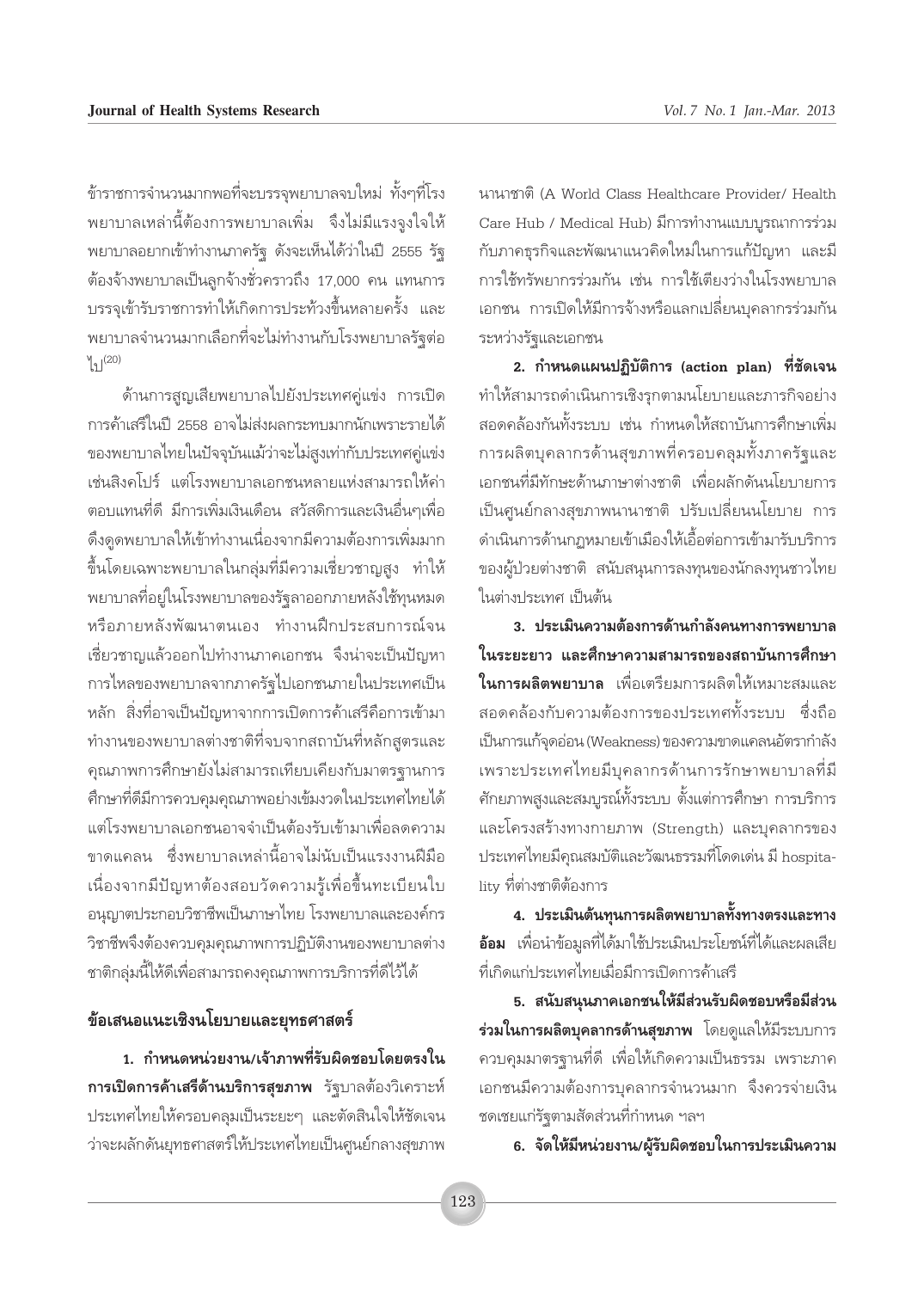ข้าราชการจำนวนมากพอที่จะบรรจุพยาบาลจบใหม่ ทั้งๆที่โรงพยาบาลเหล่านี้ต้องการพยาบาลเพิ่ม จึงไม่มีแรงจูงใจให้พยาบาลอยากเข้าทำงานภาครัฐ ดังจะเห็นได้ว่าในปี 2555 รัฐต้องจ้างพยาบาลเป็นลูกจ้างชั่วคราวถึง 17,000 คน แทนการบรรจุเข้ารับราชการทำให้เกิดการประท้วงขึ้นหลายครั้ง และพยาบาลจำนวนมากเลือกที่จะไม่ทำงานกับโรงพยาบาลรัฐต่อไป[20]

ด้านการสูญเสียพยาบาลไปยังประเทศคู่แข่ง การเปิดการค้าเสรีในปี 2558 อาจไม่ส่งผลกระทบมากนักเพราะรายได้ของพยาบาลไทยในปัจจุบันแม้ว่าจะไม่สูงเท่ากับประเทศคู่แข่งเช่นสิงคโปร์ แต่โรงพยาบาลเอกชนหลายแห่งสามารถให้ค่าตอบแทนที่ดี มีการเพิ่มเงินเดือน สวัสดิการและเงินอื่นๆเพื่อดึงดูดพยาบาลให้เข้าทำงานเนื่องจากมีความต้องการเพิ่มมากขึ้นโดยเฉพาะพยาบาลในกลุ่มที่มีความเชี่ยวชาญสูง ทำให้พยาบาลที่อยู่ในโรงพยาบาลของรัฐลาออกภายหลังใช้ทุนหมดหรือภายหลังพัฒนาตนเอง ทำงานฝึกประสบการณ์จนเชี่ยวชาญแล้วออกไปทำงานภาคเอกชน จึงน่าจะเป็นปัญหาการไหลของพยาบาลจากภาครัฐไปเอกชนภายในประเทศเป็นหลัก สิ่งที่อาจเป็นปัญหาจากการเปิดการค้าเสรีคือการเข้ามาทำงานของพยาบาลต่างชาติที่จบจากสถาบันที่หลักสูตรและคุณภาพการศึกษายังไม่สามารถเทียบเคียงกับมาตรฐานการศึกษาที่ดีมีการควบคุมคุณภาพอย่างเข้มงวดในประเทศไทยได้ แต่โรงพยาบาลเอกชนอาจจำเป็นต้องรับเข้ามาเพื่อลดความขาดแคลน ซึ่งพยาบาลเหล่านี้อาจไม่นับเป็นแรงงานฝีมือเนื่องจากมีปัญหาต้องสอบวัดความรู้เพื่อขึ้นทะเบียนใบอนุญาตประกอบวิชาชีพเป็นภาษาไทย โรงพยาบาลและองค์กรวิชาชีพพึงต้องควบคุมคุณภาพการปฏิบัติงานของพยาบาลต่างชาติกลุ่มนี้ให้ดีเพื่อสามารถคงคุณภาพการบริการที่ดีไว้ได้

## ข้อเสนอแนะเชิงนโยบายและยุทธศาสตร์

**1. กำหนดหน่วยงาน/เจ้าภาพที่รับผิดชอบโดยตรงในการเปิดการค้าเสรีด้านบริการสุขภาพ** รัฐบาลต้องวิเคราะห์ประเทศไทยให้ครอบคลุมเป็นระยะๆ และตัดสินใจให้ชัดเจนว่าจะผลักดันยุทธศาสตร์ให้ประเทศไทยเป็นศูนย์กลางสุขภาพนานาชาติ (A World Class Healthcare Provider/ Health Care Hub / Medical Hub) มีการทำงานแบบบูรณาการร่วมกับภาคธุรกิจและพัฒนาแนวคิดใหม่ในการแก้ปัญหา และมีการใช้ทรัพยากรร่วมกัน เช่น การใช้เตียงว่างในโรงพยาบาลเอกชน การเปิดให้มีการจ้างหรือแลกเปลี่ยนบุคลากรร่วมกันระหว่างรัฐและเอกชน

**2. กำหนดแผนปฏิบัติการ (action plan) ที่ชัดเจน** ทำให้สามารถดำเนินการเชิงรุกตามนโยบายและภารกิจอย่างสอดคล้องกันทั้งระบบ เช่น กำหนดให้สถาบันการศึกษาเพิ่มการผลิตบุคลากรด้านสุขภาพที่ครอบคลุมทั้งภาครัฐและเอกชนที่มีทักษะด้านภาษาต่างชาติ เพื่อผลักดันนโยบายการเป็นศูนย์กลางสุขภาพนานาชาติ ปรับเปลี่ยนนโยบาย การดำเนินการด้านกฎหมายเข้าเมืองให้เอื้อต่อการเข้ามารับบริการของผู้ป่วยต่างชาติ สนับสนุนการลงทุนของนักลงทุนชาวไทยในต่างประเทศ เป็นต้น

**3. ประเมินความต้องการด้านกำลังคนทางการพยาบาลในระยะยาว และศึกษาความสามารถของสถาบันการศึกษาในการผลิตพยาบาล** เพื่อเตรียมการผลิตให้เหมาะสมและสอดคล้องกับความต้องการของประเทศทั้งระบบ ซึ่งถือเป็นการแก้จุดอ่อน (Weakness) ของความขาดแคลนอัตรากำลัง เพราะประเทศไทยมีบุคลากรด้านการรักษาพยาบาลที่มีศักยภาพสูงและสมบูรณ์ทั้งระบบ ตั้งแต่การศึกษา การบริการ และโครงสร้างทางกายภาพ (Strength) และบุคลากรของประเทศไทยมีคุณสมบัติและวัฒนธรรมที่โดดเด่น มี hospitality ที่ต่างชาติต้องการ

**4. ประเมินต้นทุนการผลิตพยาบาลทั้งทางตรงและทางอ้อม** เพื่อนำข้อมูลที่ได้มาใช้ประเมินประโยชน์ที่ได้และผลเสียที่เกิดแก่ประเทศไทยเมื่อมีการเปิดการค้าเสรี

**5. สนับสนุนภาคเอกชนให้มีส่วนรับผิดชอบหรือมีส่วนร่วมในการผลิตบุคลากรด้านสุขภาพ** โดยดูแลให้มีระบบการควบคุมมาตรฐานที่ดี เพื่อให้เกิดความเป็นธรรม เพราะภาคเอกชนมีความต้องการบุคลากรจำนวนมาก จึงควรจ่ายเงินชดเชยแก่รัฐตามสัดส่วนที่กำหนด ฯลฯ

**6. จัดให้มีหน่วยงาน/ผู้รับผิดชอบในการประเมินความ**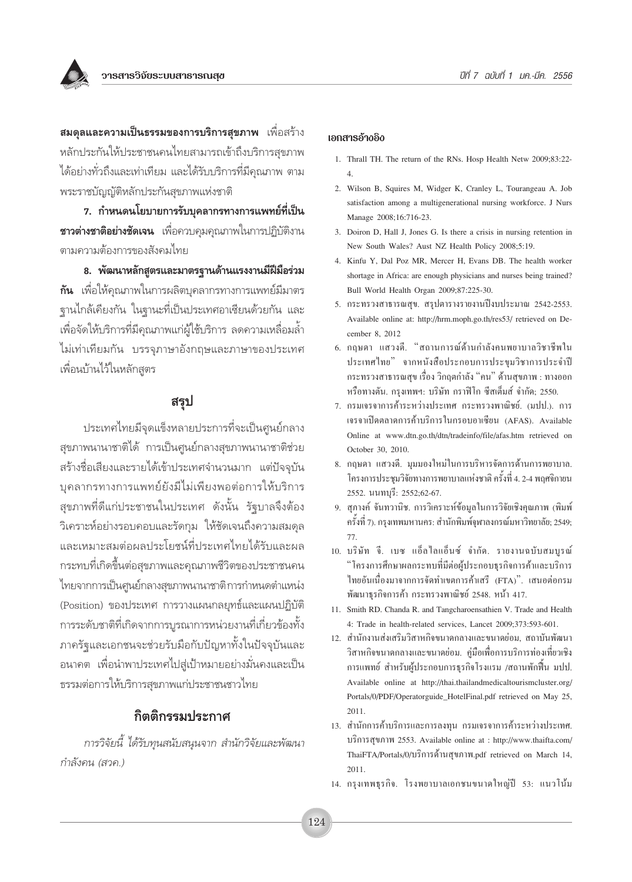**สมดุลและความเป็นธรรมของการบริการสุขภาพ** เพื่อสร้างหลักประกันให้ประชาชนคนไทยสามารถเข้าถึงบริการสุขภาพได้อย่างทั่วถึงและเท่าเทียม และได้รับบริการที่มีคุณภาพ ตามพระราชบัญญัติหลักประกันสุขภาพแห่งชาติ

**7. กำหนดนโยบายการรับบุคลากรทางการแพทย์ที่เป็นชาวต่างชาติอย่างชัดเจน** เพื่อควบคุมคุณภาพในการปฏิบัติงานตามความต้องการของสังคมไทย

**8. พัฒนาหลักสูตรและมาตรฐานด้านแรงงานมีฝีมือร่วมกัน** เพื่อให้คุณภาพในการผลิตบุคลากรทางการแพทย์มีมาตรฐานใกล้เคียงกัน ในฐานะที่เป็นประเทศอาเซียนด้วยกัน และเพื่อจัดให้บริการที่มีคุณภาพแก่ผู้ใช้บริการ ลดความเหลื่อมล้ำไม่เท่าเทียมกัน บรรจุภาษาอังกฤษและภาษาของประเทศเพื่อนบ้านไว้ในหลักสูตร

## สรุป

ประเทศไทยมีจุดแข็งหลายประการที่จะเป็นศูนย์กลางสุขภาพนานาชาติได้ การเป็นศูนย์กลางสุขภาพนานาชาติช่วยสร้างชื่อเสียงและรายได้เข้าประเทศจำนวนมาก แต่ปัจจุบันบุคลากรทางการแพทย์ยังมีไม่เพียงพอต่อการให้บริการสุขภาพที่ดีแก่ประชาชนในประเทศ ดังนั้น รัฐบาลจึงต้องวิเคราะห์อย่างรอบคอบและรัดกุม ให้ชัดเจนถึงความสมดุลและเหมาะสมต่อผลประโยชน์ที่ประเทศไทยได้รับและผลกระทบที่เกิดขึ้นต่อสุขภาพและคุณภาพชีวิตของประชาชนคนไทยจากการเป็นศูนย์กลางสุขภาพนานาชาติการกำหนดตำแหน่ง (Position) ของประเทศ การวางแผนกลยุทธ์และแผนปฏิบัติการระดับชาติที่เกิดจากการบูรณาการหน่วยงานที่เกี่ยวข้องทั้งภาครัฐและเอกชนจะช่วยรับมือกับปัญหาทั้งในปัจจุบันและอนาคต เพื่อนำพาประเทศไปสู่เป้าหมายอย่างมั่นคงและเป็นธรรมต่อการให้บริการสุขภาพแก่ประชาชนชาวไทย

## กิตติกรรมประกาศ

*การวิจัยนี้ ได้รับทุนสนับสนุนจาก สำนักวิจัยและพัฒนากำลังคน (สวค.)*

## เอกสารอ้างอิง

1. Thrall TH. The return of the RNs. Hosp Health Netw 2009;83:22-4.
2. Wilson B, Squires M, Widger K, Cranley L, Tourangeau A. Job satisfaction among a multigenerational nursing workforce. J Nurs Manage 2008;16:716-23.
3. Doiron D, Hall J, Jones G. Is there a crisis in nursing retention in New South Wales? Aust NZ Health Policy 2008;5:19.
4. Kinfu Y, Dal Poz MR, Mercer H, Evans DB. The health worker shortage in Africa: are enough physicians and nurses being trained? Bull World Health Organ 2009;87:225-30.
5. กระทรวงสาธารณสุข. สรุปตารางรายงานปีงบประมาณ 2542-2553. Available online at: http://hrm.moph.go.th/res53/ retrieved on December 8, 2012
6. กฤษดา แสวงดี. "สถานการณ์ด้านกำลังคนพยาบาลวิชาชีพในประเทศไทย" จากหนังสือประกอบการประชุมวิชาการประจำปีกระทรวงสาธารณสุข เรื่อง วิกฤตกำลัง "คน" ด้านสุขภาพ : ทางออกหรือทางตัน. กรุงเทพฯ: บริษัท กราฟิโก ซีสเต็มส์ จำกัด; 2550.
7. กรมเจรจาการค้าระหว่างประเทศ กระทรวงพาณิชย์. (มปป.). การเจรจาเปิดตลาดการค้าบริการในกรอบอาเซียน (AFAS). Available Online at www.dtn.go.th/dtn/tradeinfo/file/afas.htm retrieved on October 30, 2010.
8. กฤษดา แสวงดี. มุมมองใหม่ในการบริหารจัดการด้านการพยาบาล. โครงการประชุมวิจัยทางการพยาบาลแห่งชาติ ครั้งที่ 4. 2-4 พฤศจิกายน 2552. นนทบุรี: 2552;62-67.
9. สุภางค์ จันทวานิช. การวิเคราะห์ข้อมูลในการวิจัยเชิงคุณภาพ (พิมพ์ครั้งที่ 7). กรุงเทพมหานคร: สำนักพิมพ์จุฬาลงกรณ์มหาวิทยาลัย; 2549; 77.
10. บริษัท จี. เบซ แอ็ลไลแอ็นซ์ จำกัด. รายงานฉบับสมบูรณ์ "โครงการศึกษาผลกระทบที่มีต่อผู้ประกอบธุรกิจการค้าและบริการไทยอันเนื่องมาจากการจัดทำเขตการค้าเสรี (FTA)". เสนอต่อกรมพัฒนาธุรกิจการค้า กระทรวงพาณิชย์ 2548. หน้า 417.
11. Smith RD. Chanda R. and Tangcharoensathien V. Trade and Health 4: Trade in health-related services, Lancet 2009;373:593-601.
12. สำนักงานส่งเสริมวิสาหกิจขนาดกลางและขนาดย่อม, สถาบันพัฒนาวิสาหกิจขนาดกลางและขนาดย่อม. คู่มือเพื่อการบริการท่องเที่ยวเชิงการแพทย์ สำหรับผู้ประกอบการธุรกิจโรงแรม /สถานพักฟื้น มปป. Available online at http://thai.thailandmedicaltourismcluster.org/Portals/0/PDF/Operatorguide_HotelFinal.pdf retrieved on May 25, 2011.
13. สำนักการค้าบริการและการลงทุน กรมเจรจาการค้าระหว่างประเทศ. บริการสุขภาพ 2553. Available online at : http://www.thaifta.com/ThaiFTA/Portals/0/บริการด้านสุขภาพ.pdf retrieved on March 14, 2011.
14. กรุงเทพธุรกิจ. โรงพยาบาลเอกชนขนาดใหญ่ปี 53: แนวโน้ม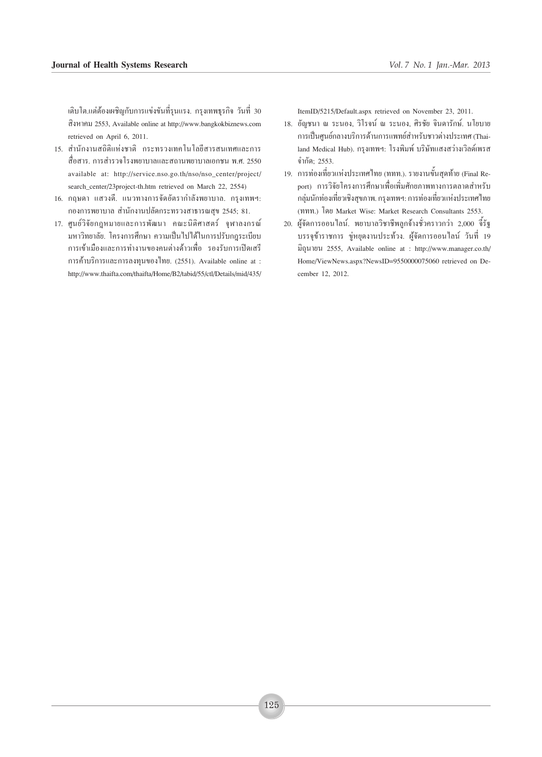เติบโต.แต่ต้องเผชิญกับการแข่งขันที่รุนแรง. กรุงเทพธุรกิจ วันที่ 30 สิงหาคม 2553, Available online at http://www.bangkokbiznews.com retrieved on April 6, 2011.

15. สำนักงานสถิติแห่งชาติ กระทรวงเทคโนโลยีสารสนเทศและการสื่อสาร. การสำรวจโรงพยาบาลและสถานพยาบาลเอกชน พ.ศ. 2550 available at: http://service.nso.go.th/nso/nso_center/project/search_center/23project-th.htm retrieved on March 22, 2554)
16. กฤษดา แสวงดี. แนวทางการจัดอัตรากำลังพยาบาล. กรุงเทพฯ: กองการพยาบาล สำนักงานปลัดกระทรวงสาธารณสุข 2545; 81.
17. ศูนย์วิจัยกฎหมายและการพัฒนา คณะนิติศาสตร์ จุฬาลงกรณ์มหาวิทยาลัย. โครงการศึกษา ความเป็นไปได้ในการปรับกฎระเบียบการเข้าเมืองและการทำงานของคนต่างด้าวเพื่อ รองรับการเปิดเสรีการค้าบริการและการลงทุนของไทย. (2551). Available online at : http://www.thaifta.com/thaifta/Home/B2/tabid/55/ctl/Details/mid/435/ItemID/5215/Default.aspx retrieved on November 23, 2011.
18. อัญชนา ณ ระนอง, วิโรจน์ ณ ระนอง, ศิรชัย จินดารักษ์. นโยบายการเป็นศูนย์กลางบริการด้านการแพทย์สำหรับชาวต่างประเทศ (Thailand Medical Hub). กรุงเทพฯ: โรงพิมพ์ บริษัทแสงสว่างเวิลด์เพรส จำกัด; 2553.
19. การท่องเที่ยวแห่งประเทศไทย (ททท.). รายงานขั้นสุดท้าย (Final Report) การวิจัยโครงการศึกษาเพื่อเพิ่มศักยภาพทางการตลาดสำหรับกลุ่มนักท่องเที่ยวเชิงสุขภาพ. กรุงเทพฯ: การท่องเที่ยวแห่งประเทศไทย (ททท.) โดย Market Wise: Market Research Consultants 2553.
20. ผู้จัดการออนไลน์. พยาบาลวิชาชีพลูกจ้างชั่วคราวกว่า 2,000 จี้รัฐบรรจุข้าราชการ ขู่หยุดงานประท้วง. ผู้จัดการออนไลน์ วันที่ 19 มิถุนายน 2555, Available online at : http://www.manager.co.th/Home/ViewNews.aspx?NewsID=9550000075060 retrieved on December 12, 2012.